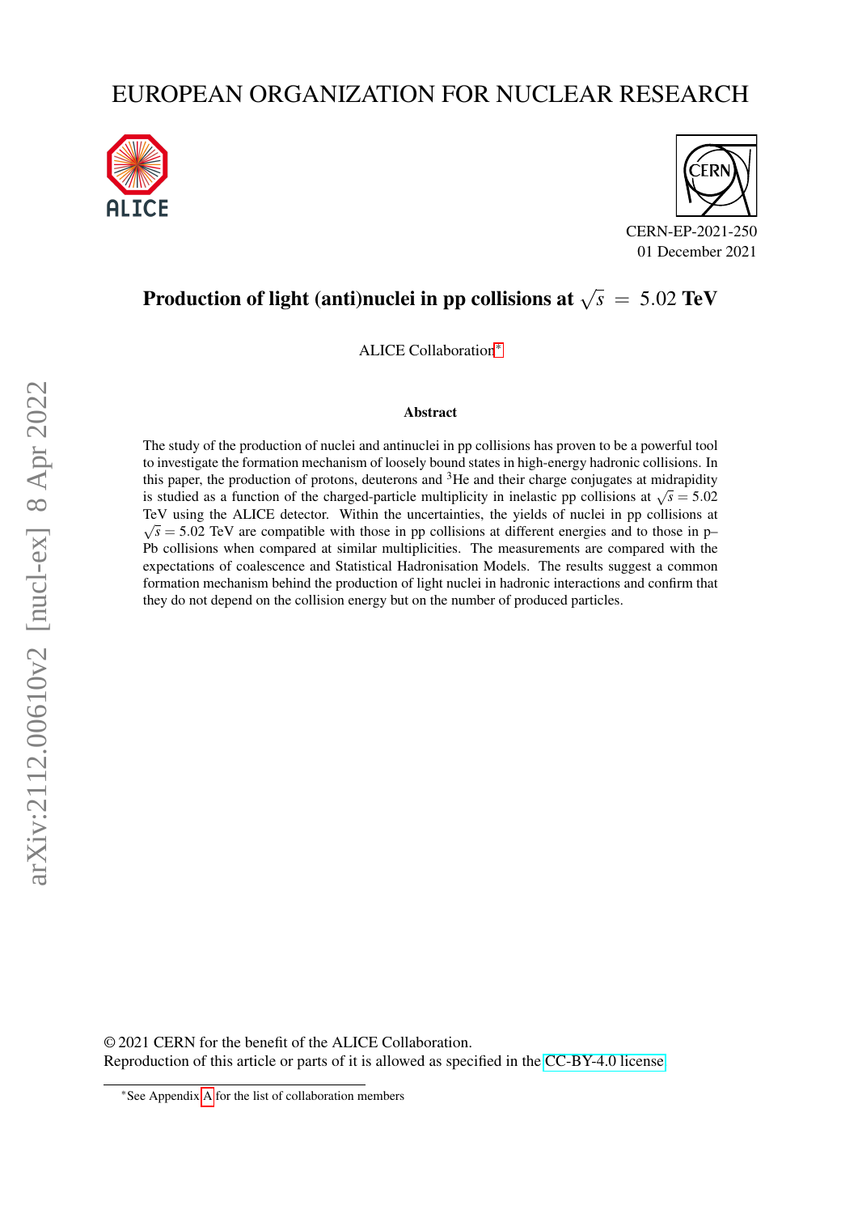EUROPEAN ORGANIZATION FOR NUCLEAR RESEARCH

CERN-EP-2021-250
01 December 2021

# Production of light (anti)nuclei in pp collisions at $\sqrt{s} = 5.02$ TeV

ALICE Collaboration*

### Abstract

The study of the production of nuclei and antinuclei in pp collisions has proven to be a powerful tool to investigate the formation mechanism of loosely bound states in high-energy hadronic collisions. In this paper, the production of protons, deuterons and $^{3}$He and their charge conjugates at midrapidity is studied as a function of the charged-particle multiplicity in inelastic pp collisions at $\sqrt{s} = 5.02$ TeV using the ALICE detector. Within the uncertainties, the yields of nuclei in pp collisions at $\sqrt{s} = 5.02$ TeV are compatible with those in pp collisions at different energies and to those in p–Pb collisions when compared at similar multiplicities. The measurements are compared with the expectations of coalescence and Statistical Hadronisation Models. The results suggest a common formation mechanism behind the production of light nuclei in hadronic interactions and confirm that they do not depend on the collision energy but on the number of produced particles.

© 2021 CERN for the benefit of the ALICE Collaboration.
Reproduction of this article or parts of it is allowed as specified in the CC-BY-4.0 license.

*See Appendix A for the list of collaboration members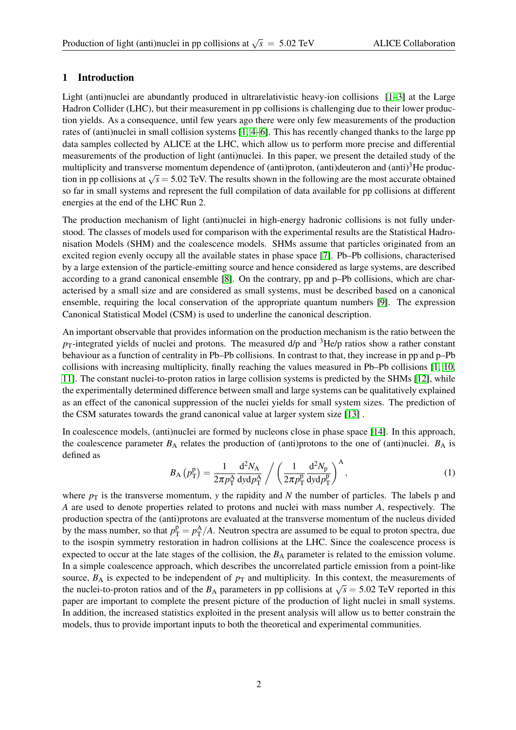## 1 Introduction

Light (anti)nuclei are abundantly produced in ultrarelativistic heavy-ion collisions [1–3] at the Large Hadron Collider (LHC), but their measurement in pp collisions is challenging due to their lower production yields. As a consequence, until few years ago there were only few measurements of the production rates of (anti)nuclei in small collision systems [1, 4–6]. This has recently changed thanks to the large pp data samples collected by ALICE at the LHC, which allow us to perform more precise and differential measurements of the production of light (anti)nuclei. In this paper, we present the detailed study of the multiplicity and transverse momentum dependence of (anti)proton, (anti)deuteron and (anti)$^3$He production in pp collisions at $\sqrt{s} = 5.02$ TeV. The results shown in the following are the most accurate obtained so far in small systems and represent the full compilation of data available for pp collisions at different energies at the end of the LHC Run 2.

The production mechanism of light (anti)nuclei in high-energy hadronic collisions is not fully understood. The classes of models used for comparison with the experimental results are the Statistical Hadronisation Models (SHM) and the coalescence models. SHMs assume that particles originated from an excited region evenly occupy all the available states in phase space [7]. Pb–Pb collisions, characterised by a large extension of the particle-emitting source and hence considered as large systems, are described according to a grand canonical ensemble [8]. On the contrary, pp and p–Pb collisions, which are characterised by a small size and are considered as small systems, must be described based on a canonical ensemble, requiring the local conservation of the appropriate quantum numbers [9]. The expression Canonical Statistical Model (CSM) is used to underline the canonical description.

An important observable that provides information on the production mechanism is the ratio between the $p_{\mathrm{T}}$-integrated yields of nuclei and protons. The measured d/p and $^3$He/p ratios show a rather constant behaviour as a function of centrality in Pb–Pb collisions. In contrast to that, they increase in pp and p–Pb collisions with increasing multiplicity, finally reaching the values measured in Pb–Pb collisions [1, 10, 11]. The constant nuclei-to-proton ratios in large collision systems is predicted by the SHMs [12], while the experimentally determined difference between small and large systems can be qualitatively explained as an effect of the canonical suppression of the nuclei yields for small system sizes. The prediction of the CSM saturates towards the grand canonical value at larger system size [13] .

In coalescence models, (anti)nuclei are formed by nucleons close in phase space [14]. In this approach, the coalescence parameter $B_{\mathrm{A}}$ relates the production of (anti)protons to the one of (anti)nuclei. $B_{\mathrm{A}}$ is defined as

$$B_{\mathrm{A}}\left(p_{\mathrm{T}}^{\mathrm{p}}\right) = \frac{1}{2\pi p_{\mathrm{T}}^{\mathrm{A}}} \frac{\mathrm{d}^2 N_{\mathrm{A}}}{\mathrm{d}y \mathrm{d}p_{\mathrm{T}}^{\mathrm{A}}} \bigg/ \left( \frac{1}{2\pi p_{\mathrm{T}}^{\mathrm{p}}} \frac{\mathrm{d}^2 N_{\mathrm{p}}}{\mathrm{d}y \mathrm{d}p_{\mathrm{T}}^{\mathrm{p}}} \right)^{\mathrm{A}}, \tag{1}$$

where $p_{\mathrm{T}}$ is the transverse momentum, $y$ the rapidity and $N$ the number of particles. The labels p and $A$ are used to denote properties related to protons and nuclei with mass number $A$, respectively. The production spectra of the (anti)protons are evaluated at the transverse momentum of the nucleus divided by the mass number, so that $p_{\mathrm{T}}^{\mathrm{p}} = p_{\mathrm{T}}^{\mathrm{A}}/A$. Neutron spectra are assumed to be equal to proton spectra, due to the isospin symmetry restoration in hadron collisions at the LHC. Since the coalescence process is expected to occur at the late stages of the collision, the $B_{\mathrm{A}}$ parameter is related to the emission volume. In a simple coalescence approach, which describes the uncorrelated particle emission from a point-like source, $B_{\mathrm{A}}$ is expected to be independent of $p_{\mathrm{T}}$ and multiplicity. In this context, the measurements of the nuclei-to-proton ratios and of the $B_{\mathrm{A}}$ parameters in pp collisions at $\sqrt{s} = 5.02$ TeV reported in this paper are important to complete the present picture of the production of light nuclei in small systems. In addition, the increased statistics exploited in the present analysis will allow us to better constrain the models, thus to provide important inputs to both the theoretical and experimental communities.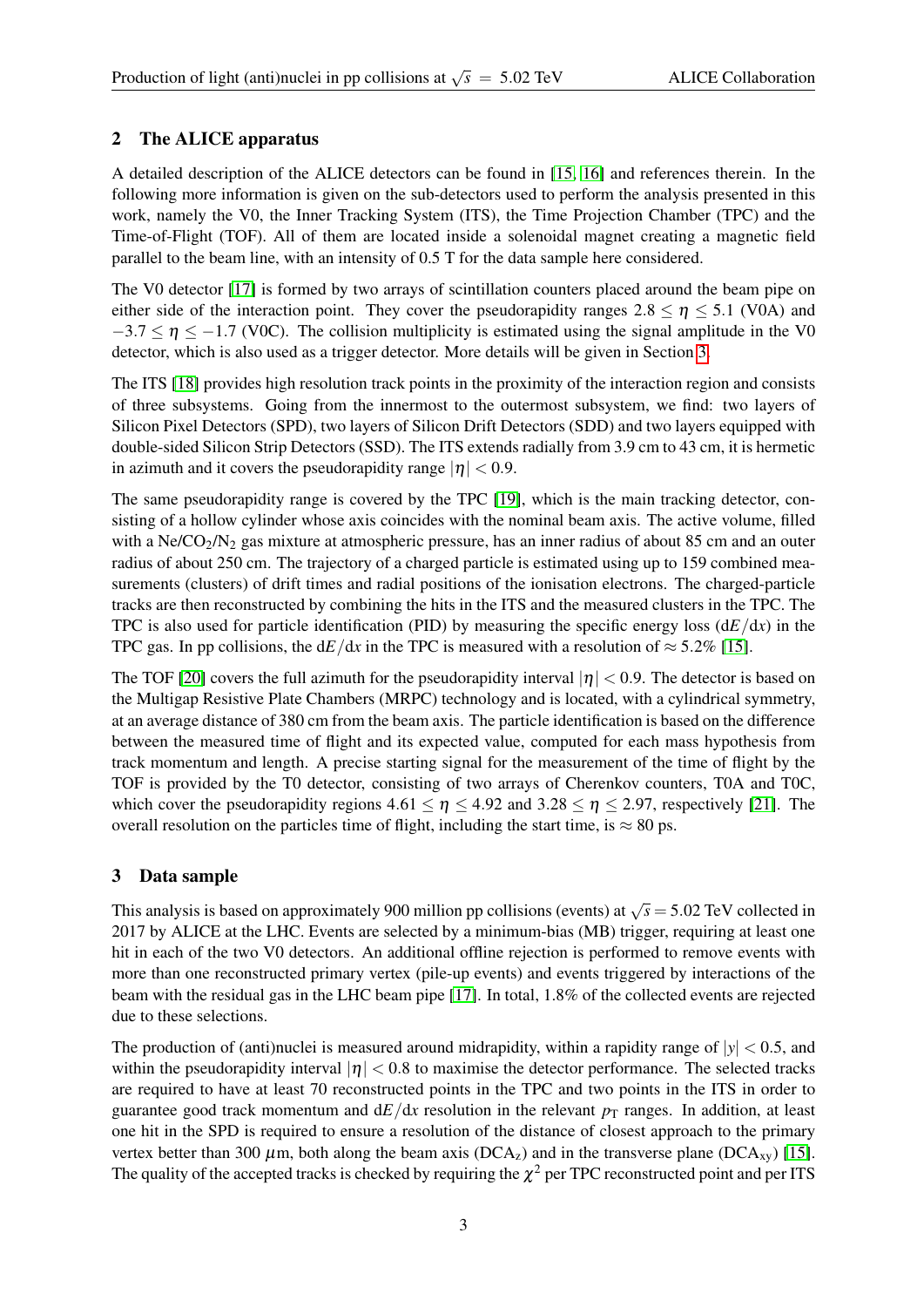## 2 The ALICE apparatus

A detailed description of the ALICE detectors can be found in [15, 16] and references therein. In the following more information is given on the sub-detectors used to perform the analysis presented in this work, namely the V0, the Inner Tracking System (ITS), the Time Projection Chamber (TPC) and the Time-of-Flight (TOF). All of them are located inside a solenoidal magnet creating a magnetic field parallel to the beam line, with an intensity of 0.5 T for the data sample here considered.

The V0 detector [17] is formed by two arrays of scintillation counters placed around the beam pipe on either side of the interaction point. They cover the pseudorapidity ranges $2.8 \leq \eta \leq 5.1$ (V0A) and $-3.7 \leq \eta \leq -1.7$ (V0C). The collision multiplicity is estimated using the signal amplitude in the V0 detector, which is also used as a trigger detector. More details will be given in Section 3.

The ITS [18] provides high resolution track points in the proximity of the interaction region and consists of three subsystems. Going from the innermost to the outermost subsystem, we find: two layers of Silicon Pixel Detectors (SPD), two layers of Silicon Drift Detectors (SDD) and two layers equipped with double-sided Silicon Strip Detectors (SSD). The ITS extends radially from 3.9 cm to 43 cm, it is hermetic in azimuth and it covers the pseudorapidity range $|\eta| < 0.9$.

The same pseudorapidity range is covered by the TPC [19], which is the main tracking detector, consisting of a hollow cylinder whose axis coincides with the nominal beam axis. The active volume, filled with a $Ne/CO_2/N_2$ gas mixture at atmospheric pressure, has an inner radius of about 85 cm and an outer radius of about 250 cm. The trajectory of a charged particle is estimated using up to 159 combined measurements (clusters) of drift times and radial positions of the ionisation electrons. The charged-particle tracks are then reconstructed by combining the hits in the ITS and the measured clusters in the TPC. The TPC is also used for particle identification (PID) by measuring the specific energy loss ($\mathrm{d}E/\mathrm{d}x$) in the TPC gas. In pp collisions, the $\mathrm{d}E/\mathrm{d}x$ in the TPC is measured with a resolution of $\approx 5.2\%$ [15].

The TOF [20] covers the full azimuth for the pseudorapidity interval $|\eta| < 0.9$. The detector is based on the Multigap Resistive Plate Chambers (MRPC) technology and is located, with a cylindrical symmetry, at an average distance of 380 cm from the beam axis. The particle identification is based on the difference between the measured time of flight and its expected value, computed for each mass hypothesis from track momentum and length. A precise starting signal for the measurement of the time of flight by the TOF is provided by the T0 detector, consisting of two arrays of Cherenkov counters, T0A and T0C, which cover the pseudorapidity regions $4.61 \leq \eta \leq 4.92$ and $3.28 \leq \eta \leq 2.97$, respectively [21]. The overall resolution on the particles time of flight, including the start time, is $\approx 80$ ps.

## 3 Data sample

This analysis is based on approximately 900 million pp collisions (events) at $\sqrt{s} = 5.02$ TeV collected in 2017 by ALICE at the LHC. Events are selected by a minimum-bias (MB) trigger, requiring at least one hit in each of the two V0 detectors. An additional offline rejection is performed to remove events with more than one reconstructed primary vertex (pile-up events) and events triggered by interactions of the beam with the residual gas in the LHC beam pipe [17]. In total, 1.8% of the collected events are rejected due to these selections.

The production of (anti)nuclei is measured around midrapidity, within a rapidity range of $|y| < 0.5$, and within the pseudorapidity interval $|\eta| < 0.8$ to maximise the detector performance. The selected tracks are required to have at least 70 reconstructed points in the TPC and two points in the ITS in order to guarantee good track momentum and $\mathrm{d}E/\mathrm{d}x$ resolution in the relevant $p_{\mathrm{T}}$ ranges. In addition, at least one hit in the SPD is required to ensure a resolution of the distance of closest approach to the primary vertex better than 300 $\mu$m, both along the beam axis ($\mathrm{DCA_z}$) and in the transverse plane ($\mathrm{DCA_{xy}}$) [15]. The quality of the accepted tracks is checked by requiring the $\chi^2$ per TPC reconstructed point and per ITS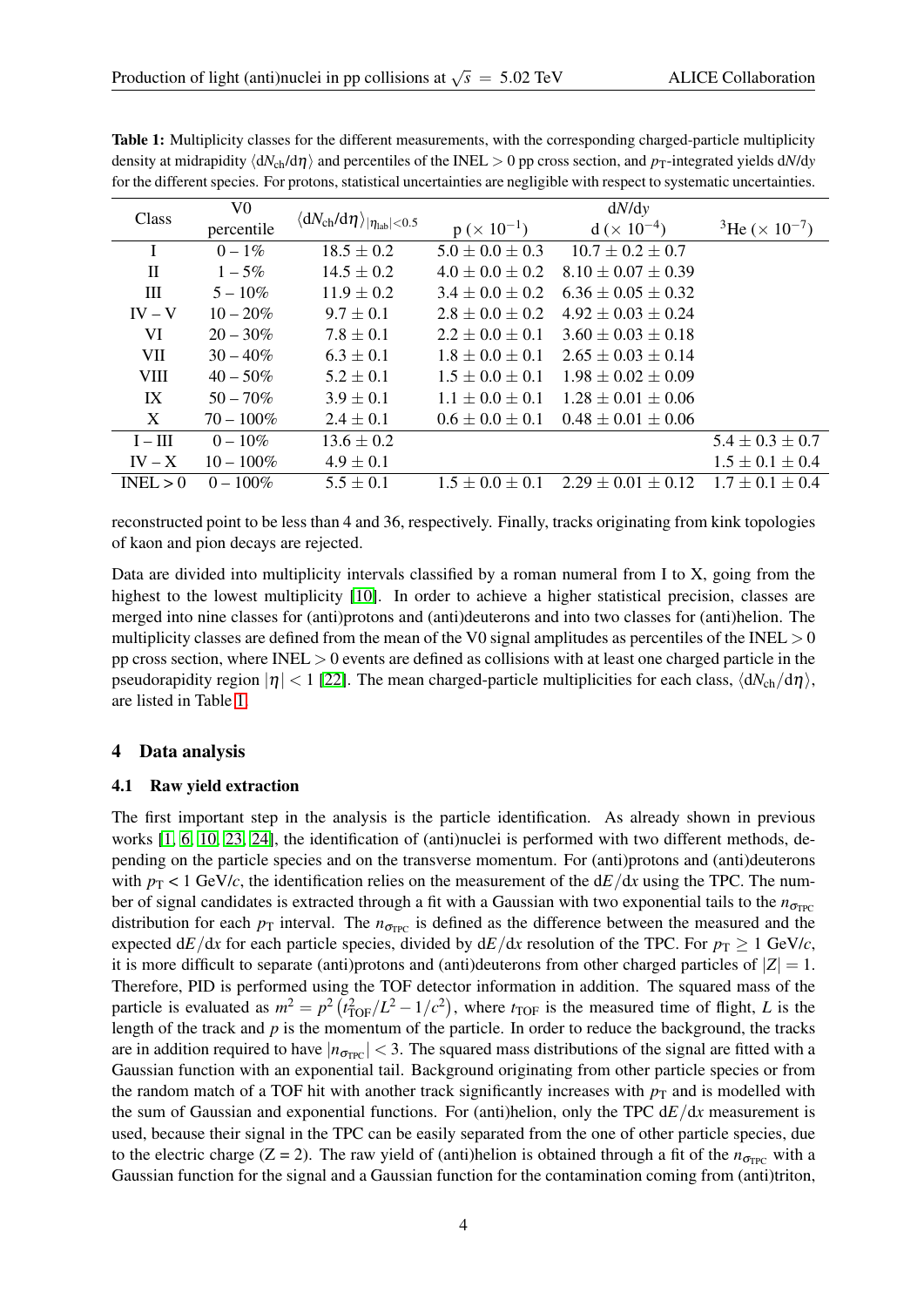**Table 1:** Multiplicity classes for the different measurements, with the corresponding charged-particle multiplicity density at midrapidity $\langle dN_{ch}/d\eta \rangle$ and percentiles of the INEL > 0 pp cross section, and $p_T$-integrated yields d$N$/d$y$ for the different species. For protons, statistical uncertainties are negligible with respect to systematic uncertainties.

| Class | V0 percentile | $\langle dN_{ch}/d\eta \rangle_{\lvert\eta_{lab}\rvert<0.5}$ | d$N$/d$y$ p ($\times 10^{-1}$) | d ($\times 10^{-4}$) | $^{3}$He ($\times 10^{-7}$) |
|---|---|---|---|---|---|
| I | 0 – 1% | $18.5 \pm 0.2$ | $5.0 \pm 0.0 \pm 0.3$ | $10.7 \pm 0.2 \pm 0.7$ | |
| II | 1 – 5% | $14.5 \pm 0.2$ | $4.0 \pm 0.0 \pm 0.2$ | $8.10 \pm 0.07 \pm 0.39$ | |
| III | 5 – 10% | $11.9 \pm 0.2$ | $3.4 \pm 0.0 \pm 0.2$ | $6.36 \pm 0.05 \pm 0.32$ | |
| IV – V | 10 – 20% | $9.7 \pm 0.1$ | $2.8 \pm 0.0 \pm 0.2$ | $4.92 \pm 0.03 \pm 0.24$ | |
| VI | 20 – 30% | $7.8 \pm 0.1$ | $2.2 \pm 0.0 \pm 0.1$ | $3.60 \pm 0.03 \pm 0.18$ | |
| VII | 30 – 40% | $6.3 \pm 0.1$ | $1.8 \pm 0.0 \pm 0.1$ | $2.65 \pm 0.03 \pm 0.14$ | |
| VIII | 40 – 50% | $5.2 \pm 0.1$ | $1.5 \pm 0.0 \pm 0.1$ | $1.98 \pm 0.02 \pm 0.09$ | |
| IX | 50 – 70% | $3.9 \pm 0.1$ | $1.1 \pm 0.0 \pm 0.1$ | $1.28 \pm 0.01 \pm 0.06$ | |
| X | 70 – 100% | $2.4 \pm 0.1$ | $0.6 \pm 0.0 \pm 0.1$ | $0.48 \pm 0.01 \pm 0.06$ | |
| I – III | 0 – 10% | $13.6 \pm 0.2$ | | | $5.4 \pm 0.3 \pm 0.7$ |
| IV – X | 10 – 100% | $4.9 \pm 0.1$ | | | $1.5 \pm 0.1 \pm 0.4$ |
| INEL > 0 | 0 – 100% | $5.5 \pm 0.1$ | $1.5 \pm 0.0 \pm 0.1$ | $2.29 \pm 0.01 \pm 0.12$ | $1.7 \pm 0.1 \pm 0.4$ |

reconstructed point to be less than 4 and 36, respectively. Finally, tracks originating from kink topologies of kaon and pion decays are rejected.

Data are divided into multiplicity intervals classified by a roman numeral from I to X, going from the highest to the lowest multiplicity [10]. In order to achieve a higher statistical precision, classes are merged into nine classes for (anti)protons and (anti)deuterons and into two classes for (anti)helion. The multiplicity classes are defined from the mean of the V0 signal amplitudes as percentiles of the INEL > 0 pp cross section, where INEL > 0 events are defined as collisions with at least one charged particle in the pseudorapidity region $|\eta| < 1$ [22]. The mean charged-particle multiplicities for each class, $\langle dN_{ch}/d\eta \rangle$, are listed in Table 1.

## 4 Data analysis

### 4.1 Raw yield extraction

The first important step in the analysis is the particle identification. As already shown in previous works [1, 6, 10, 23, 24], the identification of (anti)nuclei is performed with two different methods, depending on the particle species and on the transverse momentum. For (anti)protons and (anti)deuterons with $p_T < 1$ GeV/$c$, the identification relies on the measurement of the d$E$/d$x$ using the TPC. The number of signal candidates is extracted through a fit with a Gaussian with two exponential tails to the $n_{\sigma_{TPC}}$ distribution for each $p_T$ interval. The $n_{\sigma_{TPC}}$ is defined as the difference between the measured and the expected d$E$/d$x$ for each particle species, divided by d$E$/d$x$ resolution of the TPC. For $p_T \geq 1$ GeV/$c$, it is more difficult to separate (anti)protons and (anti)deuterons from other charged particles of $|Z| = 1$. Therefore, PID is performed using the TOF detector information in addition. The squared mass of the particle is evaluated as $m^2 = p^2\left(t_{TOF}^2/L^2 - 1/c^2\right)$, where $t_{TOF}$ is the measured time of flight, $L$ is the length of the track and $p$ is the momentum of the particle. In order to reduce the background, the tracks are in addition required to have $|n_{\sigma_{TPC}}| < 3$. The squared mass distributions of the signal are fitted with a Gaussian function with an exponential tail. Background originating from other particle species or from the random match of a TOF hit with another track significantly increases with $p_T$ and is modelled with the sum of Gaussian and exponential functions. For (anti)helion, only the TPC d$E$/d$x$ measurement is used, because their signal in the TPC can be easily separated from the one of other particle species, due to the electric charge (Z = 2). The raw yield of (anti)helion is obtained through a fit of the $n_{\sigma_{TPC}}$ with a Gaussian function for the signal and a Gaussian function for the contamination coming from (anti)triton,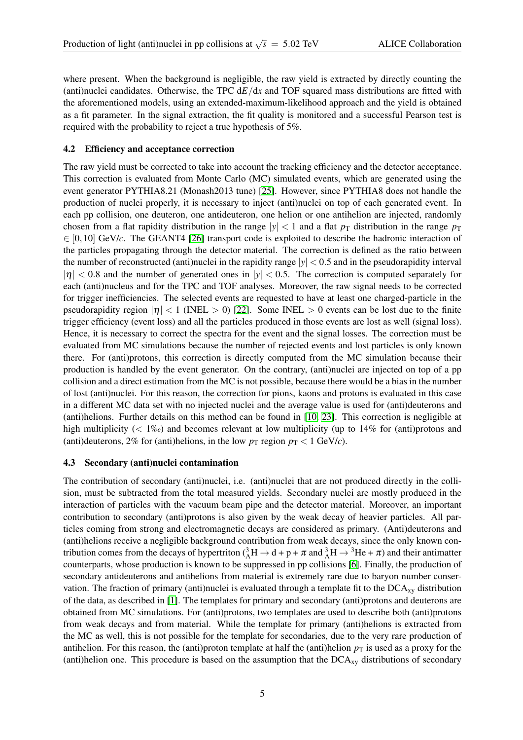where present. When the background is negligible, the raw yield is extracted by directly counting the (anti)nuclei candidates. Otherwise, the TPC $\mathrm{d}E/\mathrm{d}x$ and TOF squared mass distributions are fitted with the aforementioned models, using an extended-maximum-likelihood approach and the yield is obtained as a fit parameter. In the signal extraction, the fit quality is monitored and a successful Pearson test is required with the probability to reject a true hypothesis of 5%.

### 4.2 Efficiency and acceptance correction

The raw yield must be corrected to take into account the tracking efficiency and the detector acceptance. This correction is evaluated from Monte Carlo (MC) simulated events, which are generated using the event generator PYTHIA8.21 (Monash2013 tune) [25]. However, since PYTHIA8 does not handle the production of nuclei properly, it is necessary to inject (anti)nuclei on top of each generated event. In each pp collision, one deuteron, one antideuteron, one helion or one antihelion are injected, randomly chosen from a flat rapidity distribution in the range $|y| < 1$ and a flat $p_{\mathrm{T}}$ distribution in the range $p_{\mathrm{T}} \in [0, 10]$ GeV/$c$. The GEANT4 [26] transport code is exploited to describe the hadronic interaction of the particles propagating through the detector material. The correction is defined as the ratio between the number of reconstructed (anti)nuclei in the rapidity range $|y| < 0.5$ and in the pseudorapidity interval $|\eta| < 0.8$ and the number of generated ones in $|y| < 0.5$. The correction is computed separately for each (anti)nucleus and for the TPC and TOF analyses. Moreover, the raw signal needs to be corrected for trigger inefficiencies. The selected events are requested to have at least one charged-particle in the pseudorapidity region $|\eta| < 1$ (INEL $> 0$) [22]. Some INEL $> 0$ events can be lost due to the finite trigger efficiency (event loss) and all the particles produced in those events are lost as well (signal loss). Hence, it is necessary to correct the spectra for the event and the signal losses. The correction must be evaluated from MC simulations because the number of rejected events and lost particles is only known there. For (anti)protons, this correction is directly computed from the MC simulation because their production is handled by the event generator. On the contrary, (anti)nuclei are injected on top of a pp collision and a direct estimation from the MC is not possible, because there would be a bias in the number of lost (anti)nuclei. For this reason, the correction for pions, kaons and protons is evaluated in this case in a different MC data set with no injected nuclei and the average value is used for (anti)deuterons and (anti)helions. Further details on this method can be found in [10, 23]. This correction is negligible at high multiplicity ($< 1$‰) and becomes relevant at low multiplicity (up to 14% for (anti)protons and (anti)deuterons, 2% for (anti)helions, in the low $p_{\mathrm{T}}$ region $p_{\mathrm{T}} < 1$ GeV/$c$).

### 4.3 Secondary (anti)nuclei contamination

The contribution of secondary (anti)nuclei, i.e. (anti)nuclei that are not produced directly in the collision, must be subtracted from the total measured yields. Secondary nuclei are mostly produced in the interaction of particles with the vacuum beam pipe and the detector material. Moreover, an important contribution to secondary (anti)protons is also given by the weak decay of heavier particles. All particles coming from strong and electromagnetic decays are considered as primary. (Anti)deuterons and (anti)helions receive a negligible background contribution from weak decays, since the only known contribution comes from the decays of hypertriton (${}^{3}_{\Lambda}\mathrm{H} \rightarrow \mathrm{d} + \mathrm{p} + \pi$ and ${}^{3}_{\Lambda}\mathrm{H} \rightarrow {}^{3}\mathrm{He} + \pi$) and their antimatter counterparts, whose production is known to be suppressed in pp collisions [6]. Finally, the production of secondary antideuterons and antihelions from material is extremely rare due to baryon number conservation. The fraction of primary (anti)nuclei is evaluated through a template fit to the $\mathrm{DCA}_{xy}$ distribution of the data, as described in [1]. The templates for primary and secondary (anti)protons and deuterons are obtained from MC simulations. For (anti)protons, two templates are used to describe both (anti)protons from weak decays and from material. While the template for primary (anti)helions is extracted from the MC as well, this is not possible for the template for secondaries, due to the very rare production of antihelion. For this reason, the (anti)proton template at half the (anti)helion $p_{\mathrm{T}}$ is used as a proxy for the (anti)helion one. This procedure is based on the assumption that the $\mathrm{DCA}_{xy}$ distributions of secondary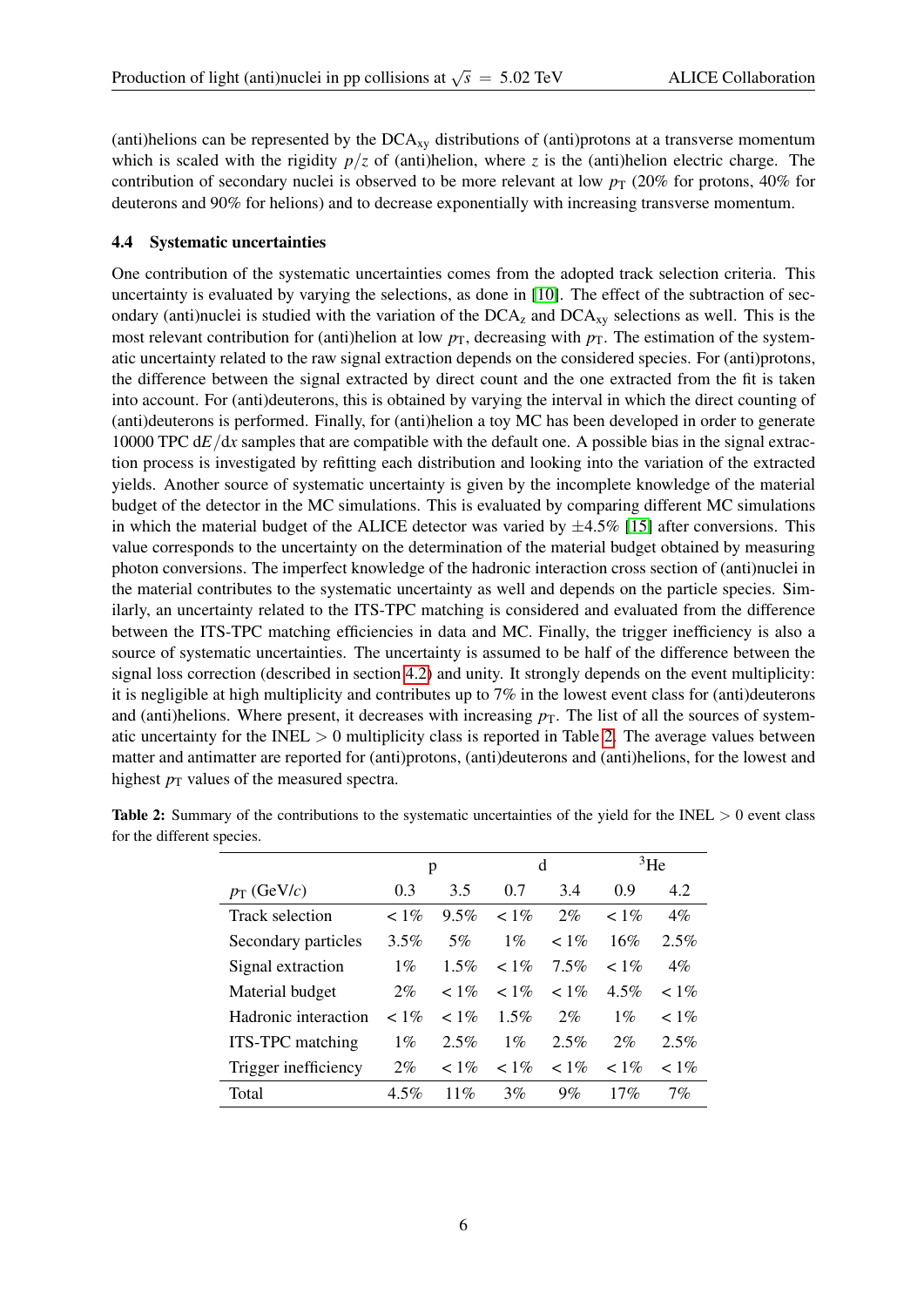(anti)helions can be represented by the $\mathrm{DCA_{xy}}$ distributions of (anti)protons at a transverse momentum which is scaled with the rigidity $p/z$ of (anti)helion, where $z$ is the (anti)helion electric charge. The contribution of secondary nuclei is observed to be more relevant at low $p_{\mathrm{T}}$ (20% for protons, 40% for deuterons and 90% for helions) and to decrease exponentially with increasing transverse momentum.

### 4.4 Systematic uncertainties

One contribution of the systematic uncertainties comes from the adopted track selection criteria. This uncertainty is evaluated by varying the selections, as done in [10]. The effect of the subtraction of secondary (anti)nuclei is studied with the variation of the $\mathrm{DCA_z}$ and $\mathrm{DCA_{xy}}$ selections as well. This is the most relevant contribution for (anti)helion at low $p_{\mathrm{T}}$, decreasing with $p_{\mathrm{T}}$. The estimation of the systematic uncertainty related to the raw signal extraction depends on the considered species. For (anti)protons, the difference between the signal extracted by direct count and the one extracted from the fit is taken into account. For (anti)deuterons, this is obtained by varying the interval in which the direct counting of (anti)deuterons is performed. Finally, for (anti)helion a toy MC has been developed in order to generate 10000 TPC $\mathrm{d}E/\mathrm{d}x$ samples that are compatible with the default one. A possible bias in the signal extraction process is investigated by refitting each distribution and looking into the variation of the extracted yields. Another source of systematic uncertainty is given by the incomplete knowledge of the material budget of the detector in the MC simulations. This is evaluated by comparing different MC simulations in which the material budget of the ALICE detector was varied by $\pm 4.5\%$ [15] after conversions. This value corresponds to the uncertainty on the determination of the material budget obtained by measuring photon conversions. The imperfect knowledge of the hadronic interaction cross section of (anti)nuclei in the material contributes to the systematic uncertainty as well and depends on the particle species. Similarly, an uncertainty related to the ITS-TPC matching is considered and evaluated from the difference between the ITS-TPC matching efficiencies in data and MC. Finally, the trigger inefficiency is also a source of systematic uncertainties. The uncertainty is assumed to be half of the difference between the signal loss correction (described in section 4.2) and unity. It strongly depends on the event multiplicity: it is negligible at high multiplicity and contributes up to 7% in the lowest event class for (anti)deuterons and (anti)helions. Where present, it decreases with increasing $p_{\mathrm{T}}$. The list of all the sources of systematic uncertainty for the INEL $> 0$ multiplicity class is reported in Table 2. The average values between matter and antimatter are reported for (anti)protons, (anti)deuterons and (anti)helions, for the lowest and highest $p_{\mathrm{T}}$ values of the measured spectra.

**Table 2:** Summary of the contributions to the systematic uncertainties of the yield for the INEL $> 0$ event class for the different species.

| | p | | d | | $^{3}$He | |
|---|---|---|---|---|---|---|
| $p_{\mathrm{T}}$ (GeV/$c$) | 0.3 | 3.5 | 0.7 | 3.4 | 0.9 | 4.2 |
| Track selection | $< 1\%$ | 9.5% | $< 1\%$ | 2% | $< 1\%$ | 4% |
| Secondary particles | 3.5% | 5% | 1% | $< 1\%$ | 16% | 2.5% |
| Signal extraction | 1% | 1.5% | $< 1\%$ | 7.5% | $< 1\%$ | 4% |
| Material budget | 2% | $< 1\%$ | $< 1\%$ | $< 1\%$ | 4.5% | $< 1\%$ |
| Hadronic interaction | $< 1\%$ | $< 1\%$ | 1.5% | 2% | 1% | $< 1\%$ |
| ITS-TPC matching | 1% | 2.5% | 1% | 2.5% | 2% | 2.5% |
| Trigger inefficiency | 2% | $< 1\%$ | $< 1\%$ | $< 1\%$ | $< 1\%$ | $< 1\%$ |
| Total | 4.5% | 11% | 3% | 9% | 17% | 7% |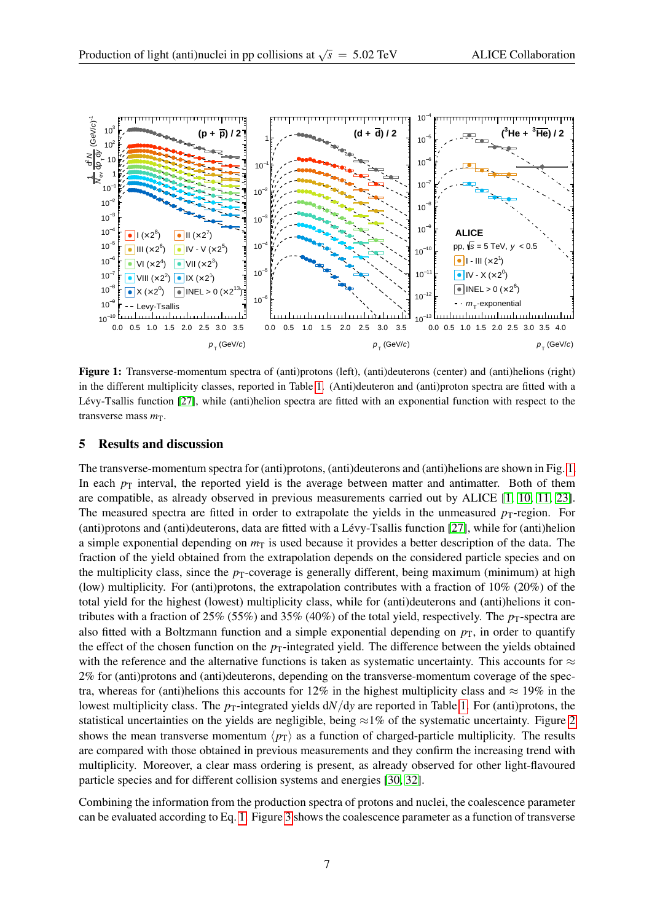**Figure 1:** Transverse-momentum spectra of (anti)protons (left), (anti)deuterons (center) and (anti)helions (right) in the different multiplicity classes, reported in Table 1. (Anti)deuteron and (anti)proton spectra are fitted with a Lévy-Tsallis function [27], while (anti)helion spectra are fitted with an exponential function with respect to the transverse mass $m_{\mathrm{T}}$.

## 5 Results and discussion

The transverse-momentum spectra for (anti)protons, (anti)deuterons and (anti)helions are shown in Fig. 1. In each $p_{\mathrm{T}}$ interval, the reported yield is the average between matter and antimatter. Both of them are compatible, as already observed in previous measurements carried out by ALICE [1, 10, 11, 23]. The measured spectra are fitted in order to extrapolate the yields in the unmeasured $p_{\mathrm{T}}$-region. For (anti)protons and (anti)deuterons, data are fitted with a Lévy-Tsallis function [27], while for (anti)helion a simple exponential depending on $m_{\mathrm{T}}$ is used because it provides a better description of the data. The fraction of the yield obtained from the extrapolation depends on the considered particle species and on the multiplicity class, since the $p_{\mathrm{T}}$-coverage is generally different, being maximum (minimum) at high (low) multiplicity. For (anti)protons, the extrapolation contributes with a fraction of 10% (20%) of the total yield for the highest (lowest) multiplicity class, while for (anti)deuterons and (anti)helions it contributes with a fraction of 25% (55%) and 35% (40%) of the total yield, respectively. The $p_{\mathrm{T}}$-spectra are also fitted with a Boltzmann function and a simple exponential depending on $p_{\mathrm{T}}$, in order to quantify the effect of the chosen function on the $p_{\mathrm{T}}$-integrated yield. The difference between the yields obtained with the reference and the alternative functions is taken as systematic uncertainty. This accounts for $\approx$ 2% for (anti)protons and (anti)deuterons, depending on the transverse-momentum coverage of the spectra, whereas for (anti)helions this accounts for 12% in the highest multiplicity class and $\approx$ 19% in the lowest multiplicity class. The $p_{\mathrm{T}}$-integrated yields $\mathrm{d}N/\mathrm{d}y$ are reported in Table 1. For (anti)protons, the statistical uncertainties on the yields are negligible, being $\approx$1% of the systematic uncertainty. Figure 2 shows the mean transverse momentum $\langle p_{\mathrm{T}} \rangle$ as a function of charged-particle multiplicity. The results are compared with those obtained in previous measurements and they confirm the increasing trend with multiplicity. Moreover, a clear mass ordering is present, as already observed for other light-flavoured particle species and for different collision systems and energies [30, 32].

Combining the information from the production spectra of protons and nuclei, the coalescence parameter can be evaluated according to Eq. 1. Figure 3 shows the coalescence parameter as a function of transverse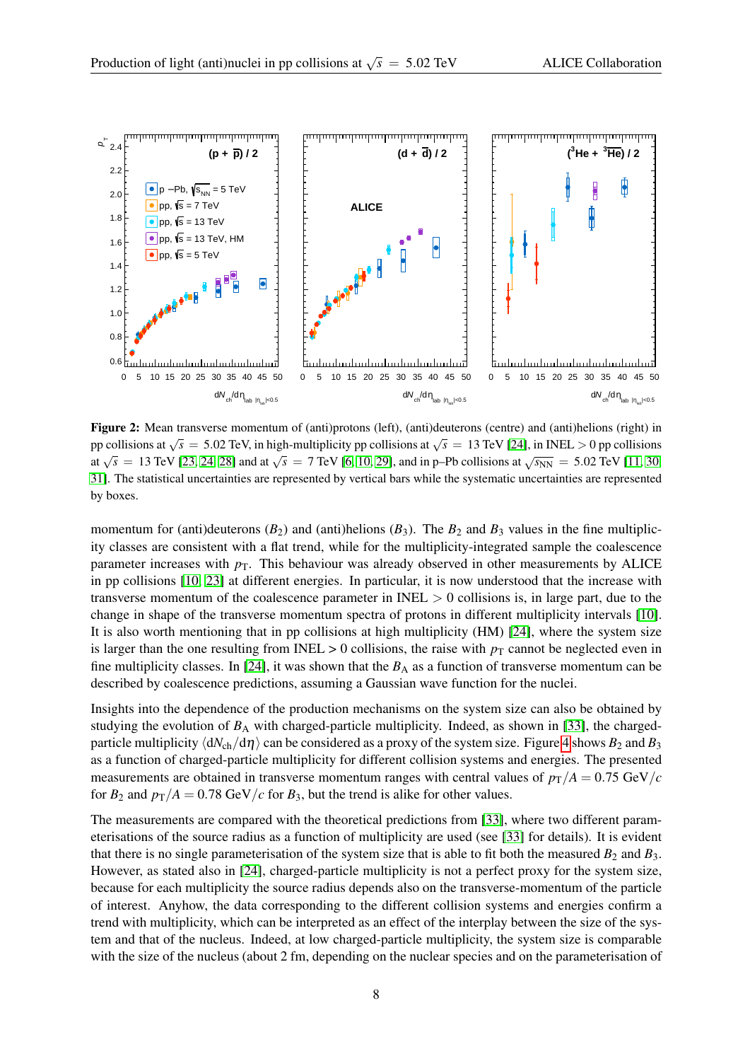**Figure 2:** Mean transverse momentum of (anti)protons (left), (anti)deuterons (centre) and (anti)helions (right) in pp collisions at $\sqrt{s}$ = 5.02 TeV, in high-multiplicity pp collisions at $\sqrt{s}$ = 13 TeV [24], in INEL > 0 pp collisions at $\sqrt{s}$ = 13 TeV [23, 24, 28] and at $\sqrt{s}$ = 7 TeV [6, 10, 29], and in p–Pb collisions at $\sqrt{s_{\mathrm{NN}}}$ = 5.02 TeV [11, 30, 31]. The statistical uncertainties are represented by vertical bars while the systematic uncertainties are represented by boxes.

momentum for (anti)deuterons ($B_2$) and (anti)helions ($B_3$). The $B_2$ and $B_3$ values in the fine multiplicity classes are consistent with a flat trend, while for the multiplicity-integrated sample the coalescence parameter increases with $p_{\mathrm{T}}$. This behaviour was already observed in other measurements by ALICE in pp collisions [10, 23] at different energies. In particular, it is now understood that the increase with transverse momentum of the coalescence parameter in INEL > 0 collisions is, in large part, due to the change in shape of the transverse momentum spectra of protons in different multiplicity intervals [10]. It is also worth mentioning that in pp collisions at high multiplicity (HM) [24], where the system size is larger than the one resulting from INEL > 0 collisions, the raise with $p_{\mathrm{T}}$ cannot be neglected even in fine multiplicity classes. In [24], it was shown that the $B_{\mathrm{A}}$ as a function of transverse momentum can be described by coalescence predictions, assuming a Gaussian wave function for the nuclei.

Insights into the dependence of the production mechanisms on the system size can also be obtained by studying the evolution of $B_{\mathrm{A}}$ with charged-particle multiplicity. Indeed, as shown in [33], the charged-particle multiplicity $\langle \mathrm{d}N_{\mathrm{ch}}/\mathrm{d}\eta \rangle$ can be considered as a proxy of the system size. Figure 4 shows $B_2$ and $B_3$ as a function of charged-particle multiplicity for different collision systems and energies. The presented measurements are obtained in transverse momentum ranges with central values of $p_{\mathrm{T}}/A = 0.75$ GeV/$c$ for $B_2$ and $p_{\mathrm{T}}/A = 0.78$ GeV/$c$ for $B_3$, but the trend is alike for other values.

The measurements are compared with the theoretical predictions from [33], where two different parameterisations of the source radius as a function of multiplicity are used (see [33] for details). It is evident that there is no single parameterisation of the system size that is able to fit both the measured $B_2$ and $B_3$. However, as stated also in [24], charged-particle multiplicity is not a perfect proxy for the system size, because for each multiplicity the source radius depends also on the transverse-momentum of the particle of interest. Anyhow, the data corresponding to the different collision systems and energies confirm a trend with multiplicity, which can be interpreted as an effect of the interplay between the size of the system and that of the nucleus. Indeed, at low charged-particle multiplicity, the system size is comparable with the size of the nucleus (about 2 fm, depending on the nuclear species and on the parameterisation of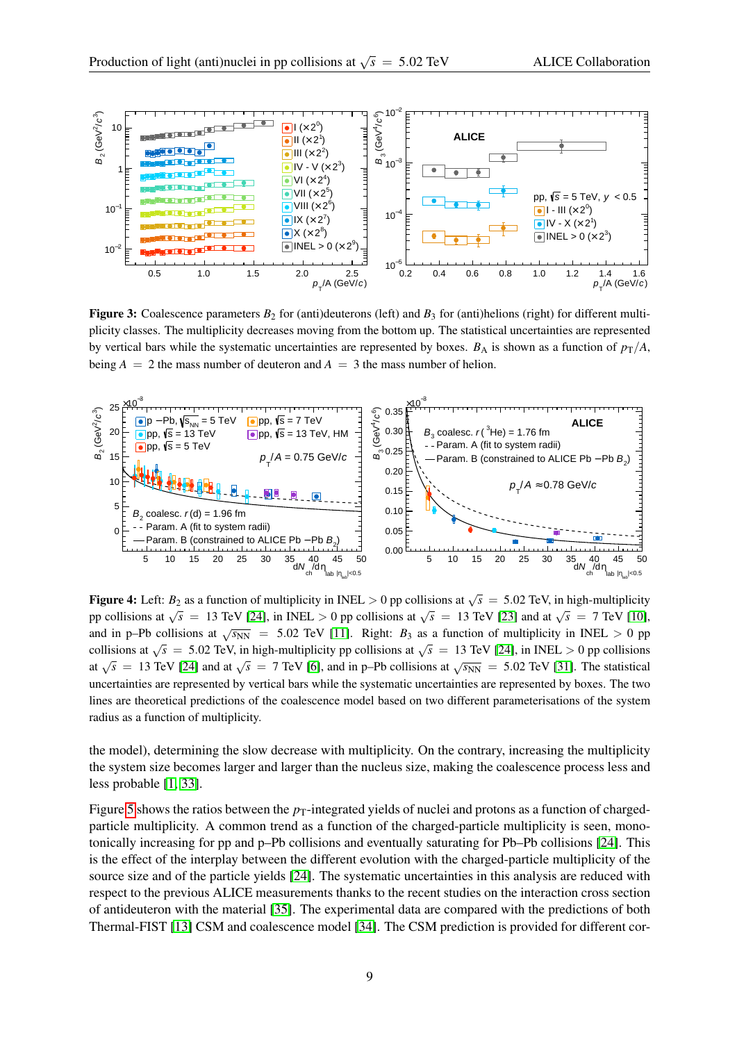**Figure 3:** Coalescence parameters $B_2$ for (anti)deuterons (left) and $B_3$ for (anti)helions (right) for different multiplicity classes. The multiplicity decreases moving from the bottom up. The statistical uncertainties are represented by vertical bars while the systematic uncertainties are represented by boxes. $B_A$ is shown as a function of $p_T/A$, being $A = 2$ the mass number of deuteron and $A = 3$ the mass number of helion.

**Figure 4:** Left: $B_2$ as a function of multiplicity in INEL $> 0$ pp collisions at $\sqrt{s} = 5.02$ TeV, in high-multiplicity pp collisions at $\sqrt{s} = 13$ TeV [24], in INEL $> 0$ pp collisions at $\sqrt{s} = 13$ TeV [23] and at $\sqrt{s} = 7$ TeV [10], and in p–Pb collisions at $\sqrt{s_{NN}} = 5.02$ TeV [11]. Right: $B_3$ as a function of multiplicity in INEL $> 0$ pp collisions at $\sqrt{s} = 5.02$ TeV, in high-multiplicity pp collisions at $\sqrt{s} = 13$ TeV [24], in INEL $> 0$ pp collisions at $\sqrt{s} = 13$ TeV [24] and at $\sqrt{s} = 7$ TeV [6], and in p–Pb collisions at $\sqrt{s_{NN}} = 5.02$ TeV [31]. The statistical uncertainties are represented by vertical bars while the systematic uncertainties are represented by boxes. The two lines are theoretical predictions of the coalescence model based on two different parameterisations of the system radius as a function of multiplicity.

the model), determining the slow decrease with multiplicity. On the contrary, increasing the multiplicity the system size becomes larger and larger than the nucleus size, making the coalescence process less and less probable [1, 33].

Figure 5 shows the ratios between the $p_T$-integrated yields of nuclei and protons as a function of charged-particle multiplicity. A common trend as a function of the charged-particle multiplicity is seen, monotonically increasing for pp and p–Pb collisions and eventually saturating for Pb–Pb collisions [24]. This is the effect of the interplay between the different evolution with the charged-particle multiplicity of the source size and of the particle yields [24]. The systematic uncertainties in this analysis are reduced with respect to the previous ALICE measurements thanks to the recent studies on the interaction cross section of antideuteron with the material [35]. The experimental data are compared with the predictions of both Thermal-FIST [13] CSM and coalescence model [34]. The CSM prediction is provided for different cor-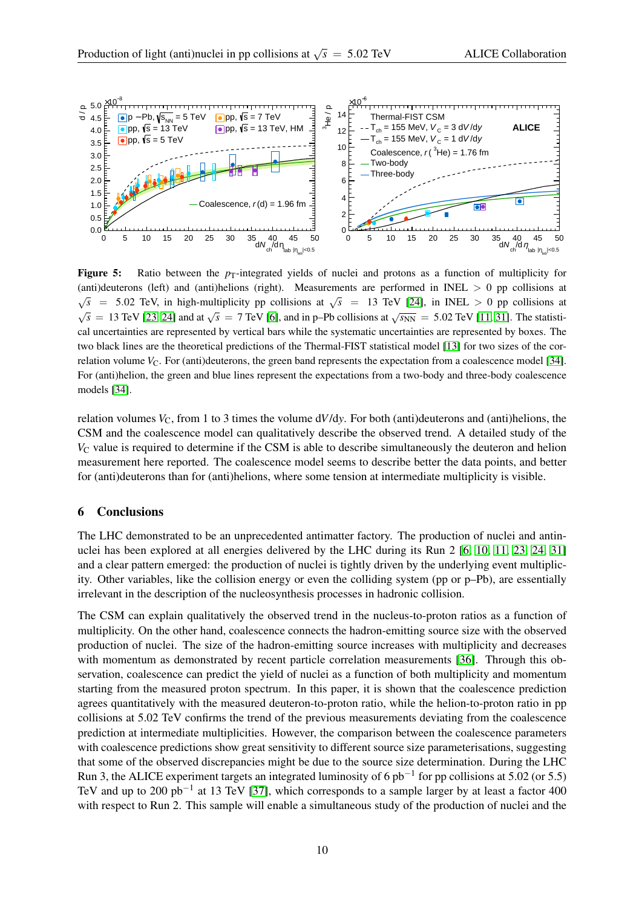**Figure 5:** Ratio between the $p_T$-integrated yields of nuclei and protons as a function of multiplicity for (anti)deuterons (left) and (anti)helions (right). Measurements are performed in INEL > 0 pp collisions at $\sqrt{s}$ = 5.02 TeV, in high-multiplicity pp collisions at $\sqrt{s}$ = 13 TeV [24], in INEL > 0 pp collisions at $\sqrt{s}$ = 13 TeV [23, 24] and at $\sqrt{s}$ = 7 TeV [6], and in p–Pb collisions at $\sqrt{s_{NN}}$ = 5.02 TeV [11, 31]. The statistical uncertainties are represented by vertical bars while the systematic uncertainties are represented by boxes. The two black lines are the theoretical predictions of the Thermal-FIST statistical model [13] for two sizes of the correlation volume $V_C$. For (anti)deuterons, the green band represents the expectation from a coalescence model [34]. For (anti)helion, the green and blue lines represent the expectations from a two-body and three-body coalescence models [34].

relation volumes $V_C$, from 1 to 3 times the volume $dV/dy$. For both (anti)deuterons and (anti)helions, the CSM and the coalescence model can qualitatively describe the observed trend. A detailed study of the $V_C$ value is required to determine if the CSM is able to describe simultaneously the deuteron and helion measurement here reported. The coalescence model seems to describe better the data points, and better for (anti)deuterons than for (anti)helions, where some tension at intermediate multiplicity is visible.

## 6 Conclusions

The LHC demonstrated to be an unprecedented antimatter factory. The production of nuclei and antinuclei has been explored at all energies delivered by the LHC during its Run 2 [6, 10, 11, 23, 24, 31] and a clear pattern emerged: the production of nuclei is tightly driven by the underlying event multiplicity. Other variables, like the collision energy or even the colliding system (pp or p–Pb), are essentially irrelevant in the description of the nucleosynthesis processes in hadronic collision.

The CSM can explain qualitatively the observed trend in the nucleus-to-proton ratios as a function of multiplicity. On the other hand, coalescence connects the hadron-emitting source size with the observed production of nuclei. The size of the hadron-emitting source increases with multiplicity and decreases with momentum as demonstrated by recent particle correlation measurements [36]. Through this observation, coalescence can predict the yield of nuclei as a function of both multiplicity and momentum starting from the measured proton spectrum. In this paper, it is shown that the coalescence prediction agrees quantitatively with the measured deuteron-to-proton ratio, while the helion-to-proton ratio in pp collisions at 5.02 TeV confirms the trend of the previous measurements deviating from the coalescence prediction at intermediate multiplicities. However, the comparison between the coalescence parameters with coalescence predictions show great sensitivity to different source size parameterisations, suggesting that some of the observed discrepancies might be due to the source size determination. During the LHC Run 3, the ALICE experiment targets an integrated luminosity of 6 $pb^{-1}$ for pp collisions at 5.02 (or 5.5) TeV and up to 200 $pb^{-1}$ at 13 TeV [37], which corresponds to a sample larger by at least a factor 400 with respect to Run 2. This sample will enable a simultaneous study of the production of nuclei and the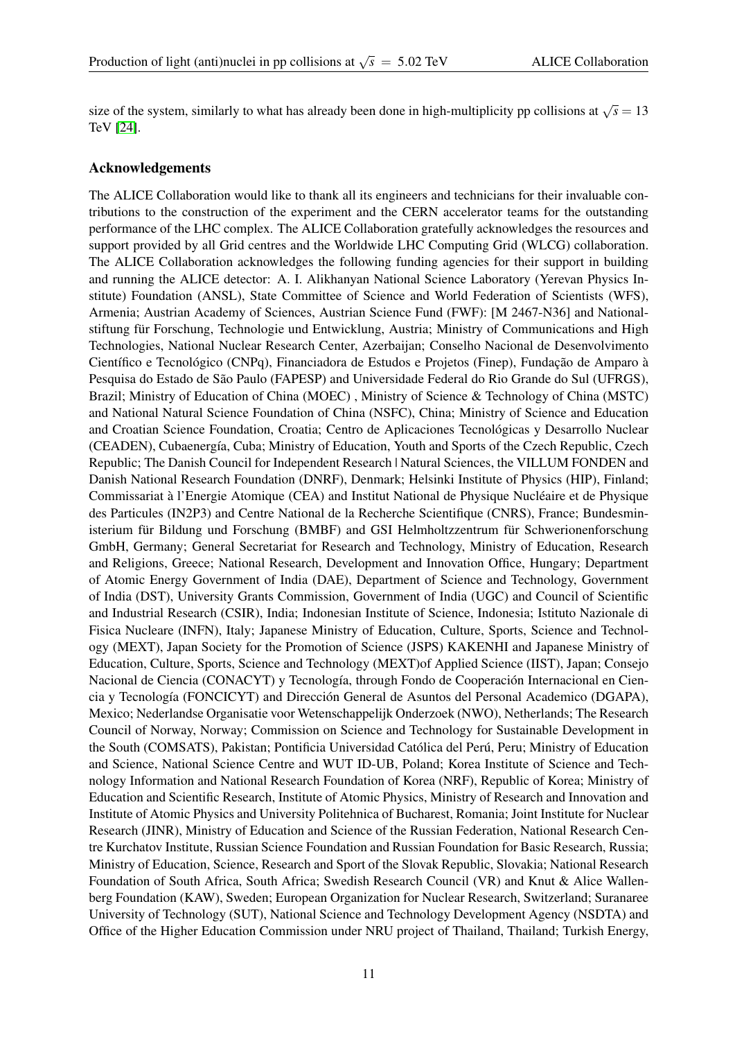size of the system, similarly to what has already been done in high-multiplicity pp collisions at $\sqrt{s} = 13$ TeV [24].

## Acknowledgements

The ALICE Collaboration would like to thank all its engineers and technicians for their invaluable contributions to the construction of the experiment and the CERN accelerator teams for the outstanding performance of the LHC complex. The ALICE Collaboration gratefully acknowledges the resources and support provided by all Grid centres and the Worldwide LHC Computing Grid (WLCG) collaboration. The ALICE Collaboration acknowledges the following funding agencies for their support in building and running the ALICE detector: A. I. Alikhanyan National Science Laboratory (Yerevan Physics Institute) Foundation (ANSL), State Committee of Science and World Federation of Scientists (WFS), Armenia; Austrian Academy of Sciences, Austrian Science Fund (FWF): [M 2467-N36] and Nationalstiftung für Forschung, Technologie und Entwicklung, Austria; Ministry of Communications and High Technologies, National Nuclear Research Center, Azerbaijan; Conselho Nacional de Desenvolvimento Científico e Tecnológico (CNPq), Financiadora de Estudos e Projetos (Finep), Fundação de Amparo à Pesquisa do Estado de São Paulo (FAPESP) and Universidade Federal do Rio Grande do Sul (UFRGS), Brazil; Ministry of Education of China (MOEC) , Ministry of Science & Technology of China (MSTC) and National Natural Science Foundation of China (NSFC), China; Ministry of Science and Education and Croatian Science Foundation, Croatia; Centro de Aplicaciones Tecnológicas y Desarrollo Nuclear (CEADEN), Cubaenergía, Cuba; Ministry of Education, Youth and Sports of the Czech Republic, Czech Republic; The Danish Council for Independent Research | Natural Sciences, the VILLUM FONDEN and Danish National Research Foundation (DNRF), Denmark; Helsinki Institute of Physics (HIP), Finland; Commissariat à l'Energie Atomique (CEA) and Institut National de Physique Nucléaire et de Physique des Particules (IN2P3) and Centre National de la Recherche Scientifique (CNRS), France; Bundesministerium für Bildung und Forschung (BMBF) and GSI Helmholtzzentrum für Schwerionenforschung GmbH, Germany; General Secretariat for Research and Technology, Ministry of Education, Research and Religions, Greece; National Research, Development and Innovation Office, Hungary; Department of Atomic Energy Government of India (DAE), Department of Science and Technology, Government of India (DST), University Grants Commission, Government of India (UGC) and Council of Scientific and Industrial Research (CSIR), India; Indonesian Institute of Science, Indonesia; Istituto Nazionale di Fisica Nucleare (INFN), Italy; Japanese Ministry of Education, Culture, Sports, Science and Technology (MEXT), Japan Society for the Promotion of Science (JSPS) KAKENHI and Japanese Ministry of Education, Culture, Sports, Science and Technology (MEXT)of Applied Science (IIST), Japan; Consejo Nacional de Ciencia (CONACYT) y Tecnología, through Fondo de Cooperación Internacional en Ciencia y Tecnología (FONCICYT) and Dirección General de Asuntos del Personal Academico (DGAPA), Mexico; Nederlandse Organisatie voor Wetenschappelijk Onderzoek (NWO), Netherlands; The Research Council of Norway, Norway; Commission on Science and Technology for Sustainable Development in the South (COMSATS), Pakistan; Pontificia Universidad Católica del Perú, Peru; Ministry of Education and Science, National Science Centre and WUT ID-UB, Poland; Korea Institute of Science and Technology Information and National Research Foundation of Korea (NRF), Republic of Korea; Ministry of Education and Scientific Research, Institute of Atomic Physics, Ministry of Research and Innovation and Institute of Atomic Physics and University Politehnica of Bucharest, Romania; Joint Institute for Nuclear Research (JINR), Ministry of Education and Science of the Russian Federation, National Research Centre Kurchatov Institute, Russian Science Foundation and Russian Foundation for Basic Research, Russia; Ministry of Education, Science, Research and Sport of the Slovak Republic, Slovakia; National Research Foundation of South Africa, South Africa; Swedish Research Council (VR) and Knut & Alice Wallenberg Foundation (KAW), Sweden; European Organization for Nuclear Research, Switzerland; Suranaree University of Technology (SUT), National Science and Technology Development Agency (NSDTA) and Office of the Higher Education Commission under NRU project of Thailand, Thailand; Turkish Energy,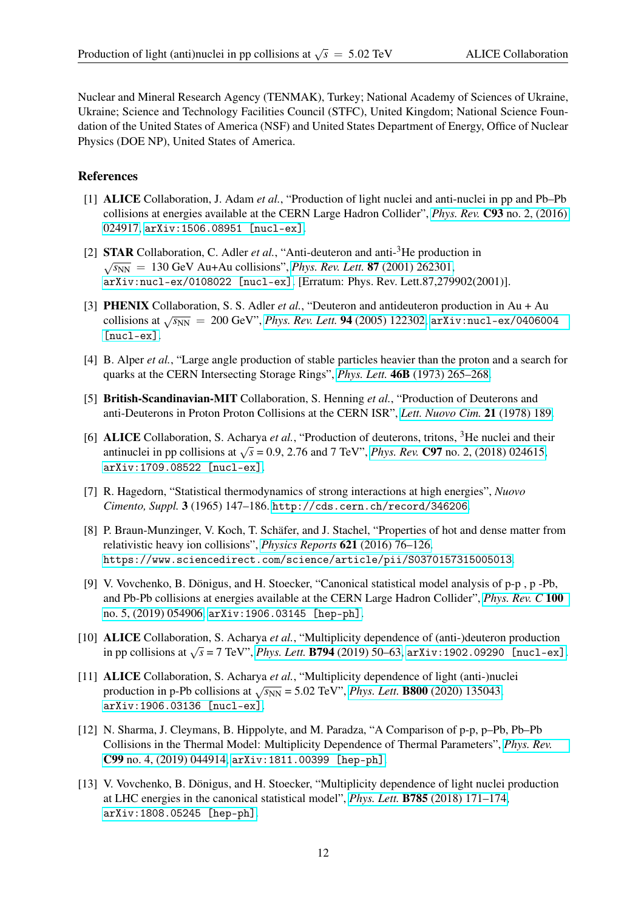Nuclear and Mineral Research Agency (TENMAK), Turkey; National Academy of Sciences of Ukraine, Ukraine; Science and Technology Facilities Council (STFC), United Kingdom; National Science Foundation of the United States of America (NSF) and United States Department of Energy, Office of Nuclear Physics (DOE NP), United States of America.

## References

[1] **ALICE** Collaboration, J. Adam *et al.*, "Production of light nuclei and anti-nuclei in pp and Pb–Pb collisions at energies available at the CERN Large Hadron Collider", *Phys. Rev.* **C93** no. 2, (2016) 024917, `arXiv:1506.08951 [nucl-ex]`.

[2] **STAR** Collaboration, C. Adler *et al.*, "Anti-deuteron and anti-$^{3}$He production in $\sqrt{s_{\mathrm{NN}}}$ = 130 GeV Au+Au collisions", *Phys. Rev. Lett.* **87** (2001) 262301, `arXiv:nucl-ex/0108022 [nucl-ex]`. [Erratum: Phys. Rev. Lett.87,279902(2001)].

[3] **PHENIX** Collaboration, S. S. Adler *et al.*, "Deuteron and antideuteron production in Au + Au collisions at $\sqrt{s_{\mathrm{NN}}}$ = 200 GeV", *Phys. Rev. Lett.* **94** (2005) 122302, `arXiv:nucl-ex/0406004 [nucl-ex]`.

[4] B. Alper *et al.*, "Large angle production of stable particles heavier than the proton and a search for quarks at the CERN Intersecting Storage Rings", *Phys. Lett.* **46B** (1973) 265–268.

[5] **British-Scandinavian-MIT** Collaboration, S. Henning *et al.*, "Production of Deuterons and anti-Deuterons in Proton Proton Collisions at the CERN ISR", *Lett. Nuovo Cim.* **21** (1978) 189.

[6] **ALICE** Collaboration, S. Acharya *et al.*, "Production of deuterons, tritons, $^{3}$He nuclei and their antinuclei in pp collisions at $\sqrt{s}$ = 0.9, 2.76 and 7 TeV", *Phys. Rev.* **C97** no. 2, (2018) 024615, `arXiv:1709.08522 [nucl-ex]`.

[7] R. Hagedorn, "Statistical thermodynamics of strong interactions at high energies", *Nuovo Cimento, Suppl.* **3** (1965) 147–186. `http://cds.cern.ch/record/346206`.

[8] P. Braun-Munzinger, V. Koch, T. Schäfer, and J. Stachel, "Properties of hot and dense matter from relativistic heavy ion collisions", *Physics Reports* **621** (2016) 76–126. `https://www.sciencedirect.com/science/article/pii/S0370157315005013`.

[9] V. Vovchenko, B. Dönigus, and H. Stoecker, "Canonical statistical model analysis of p-p , p -Pb, and Pb-Pb collisions at energies available at the CERN Large Hadron Collider", *Phys. Rev. C* **100** no. 5, (2019) 054906, `arXiv:1906.03145 [hep-ph]`.

[10] **ALICE** Collaboration, S. Acharya *et al.*, "Multiplicity dependence of (anti-)deuteron production in pp collisions at $\sqrt{s}$ = 7 TeV", *Phys. Lett.* **B794** (2019) 50–63, `arXiv:1902.09290 [nucl-ex]`.

[11] **ALICE** Collaboration, S. Acharya *et al.*, "Multiplicity dependence of light (anti-)nuclei production in p-Pb collisions at $\sqrt{s_{\mathrm{NN}}}$ = 5.02 TeV", *Phys. Lett.* **B800** (2020) 135043, `arXiv:1906.03136 [nucl-ex]`.

[12] N. Sharma, J. Cleymans, B. Hippolyte, and M. Paradza, "A Comparison of p-p, p–Pb, Pb–Pb Collisions in the Thermal Model: Multiplicity Dependence of Thermal Parameters", *Phys. Rev.* **C99** no. 4, (2019) 044914, `arXiv:1811.00399 [hep-ph]`.

[13] V. Vovchenko, B. Dönigus, and H. Stoecker, "Multiplicity dependence of light nuclei production at LHC energies in the canonical statistical model", *Phys. Lett.* **B785** (2018) 171–174, `arXiv:1808.05245 [hep-ph]`.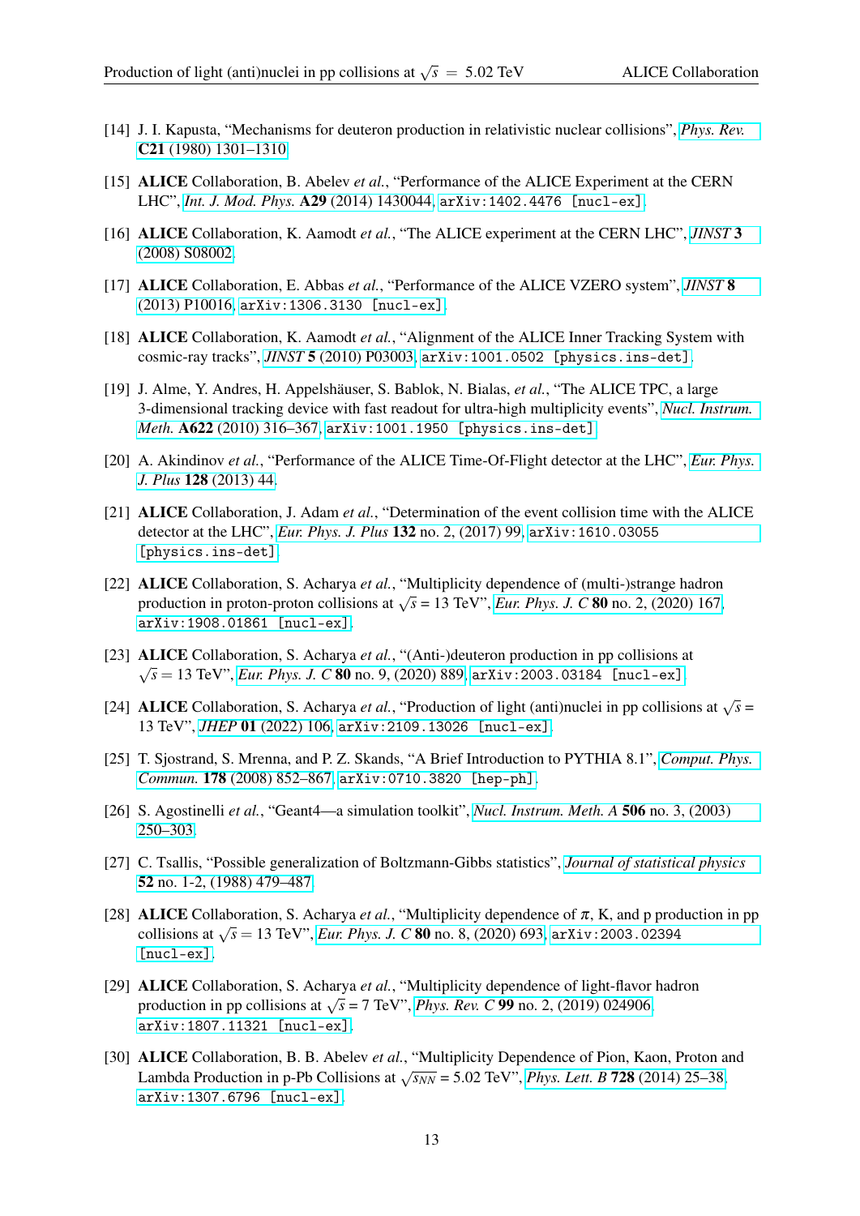[14] J. I. Kapusta, "Mechanisms for deuteron production in relativistic nuclear collisions", *Phys. Rev.* **C21** (1980) 1301–1310.

[15] **ALICE** Collaboration, B. Abelev *et al.*, "Performance of the ALICE Experiment at the CERN LHC", *Int. J. Mod. Phys.* **A29** (2014) 1430044, `arXiv:1402.4476 [nucl-ex]`.

[16] **ALICE** Collaboration, K. Aamodt *et al.*, "The ALICE experiment at the CERN LHC", *JINST* **3** (2008) S08002.

[17] **ALICE** Collaboration, E. Abbas *et al.*, "Performance of the ALICE VZERO system", *JINST* **8** (2013) P10016, `arXiv:1306.3130 [nucl-ex]`.

[18] **ALICE** Collaboration, K. Aamodt *et al.*, "Alignment of the ALICE Inner Tracking System with cosmic-ray tracks", *JINST* **5** (2010) P03003, `arXiv:1001.0502 [physics.ins-det]`.

[19] J. Alme, Y. Andres, H. Appelshäuser, S. Bablok, N. Bialas, *et al.*, "The ALICE TPC, a large 3-dimensional tracking device with fast readout for ultra-high multiplicity events", *Nucl. Instrum. Meth.* **A622** (2010) 316–367, `arXiv:1001.1950 [physics.ins-det]`.

[20] A. Akindinov *et al.*, "Performance of the ALICE Time-Of-Flight detector at the LHC", *Eur. Phys. J. Plus* **128** (2013) 44.

[21] **ALICE** Collaboration, J. Adam *et al.*, "Determination of the event collision time with the ALICE detector at the LHC", *Eur. Phys. J. Plus* **132** no. 2, (2017) 99, `arXiv:1610.03055 [physics.ins-det]`.

[22] **ALICE** Collaboration, S. Acharya *et al.*, "Multiplicity dependence of (multi-)strange hadron production in proton-proton collisions at $\sqrt{s}$ = 13 TeV", *Eur. Phys. J. C* **80** no. 2, (2020) 167, `arXiv:1908.01861 [nucl-ex]`.

[23] **ALICE** Collaboration, S. Acharya *et al.*, "(Anti-)deuteron production in pp collisions at $\sqrt{s} = 13$ TeV", *Eur. Phys. J. C* **80** no. 9, (2020) 889, `arXiv:2003.03184 [nucl-ex]`.

[24] **ALICE** Collaboration, S. Acharya *et al.*, "Production of light (anti)nuclei in pp collisions at $\sqrt{s}$ = 13 TeV", *JHEP* **01** (2022) 106, `arXiv:2109.13026 [nucl-ex]`.

[25] T. Sjostrand, S. Mrenna, and P. Z. Skands, "A Brief Introduction to PYTHIA 8.1", *Comput. Phys. Commun.* **178** (2008) 852–867, `arXiv:0710.3820 [hep-ph]`.

[26] S. Agostinelli *et al.*, "Geant4—a simulation toolkit", *Nucl. Instrum. Meth. A* **506** no. 3, (2003) 250–303.

[27] C. Tsallis, "Possible generalization of Boltzmann-Gibbs statistics", *Journal of statistical physics* **52** no. 1-2, (1988) 479–487.

[28] **ALICE** Collaboration, S. Acharya *et al.*, "Multiplicity dependence of $\pi$, K, and p production in pp collisions at $\sqrt{s} = 13$ TeV", *Eur. Phys. J. C* **80** no. 8, (2020) 693, `arXiv:2003.02394 [nucl-ex]`.

[29] **ALICE** Collaboration, S. Acharya *et al.*, "Multiplicity dependence of light-flavor hadron production in pp collisions at $\sqrt{s}$ = 7 TeV", *Phys. Rev. C* **99** no. 2, (2019) 024906, `arXiv:1807.11321 [nucl-ex]`.

[30] **ALICE** Collaboration, B. B. Abelev *et al.*, "Multiplicity Dependence of Pion, Kaon, Proton and Lambda Production in p-Pb Collisions at $\sqrt{s_{NN}}$ = 5.02 TeV", *Phys. Lett. B* **728** (2014) 25–38, `arXiv:1307.6796 [nucl-ex]`.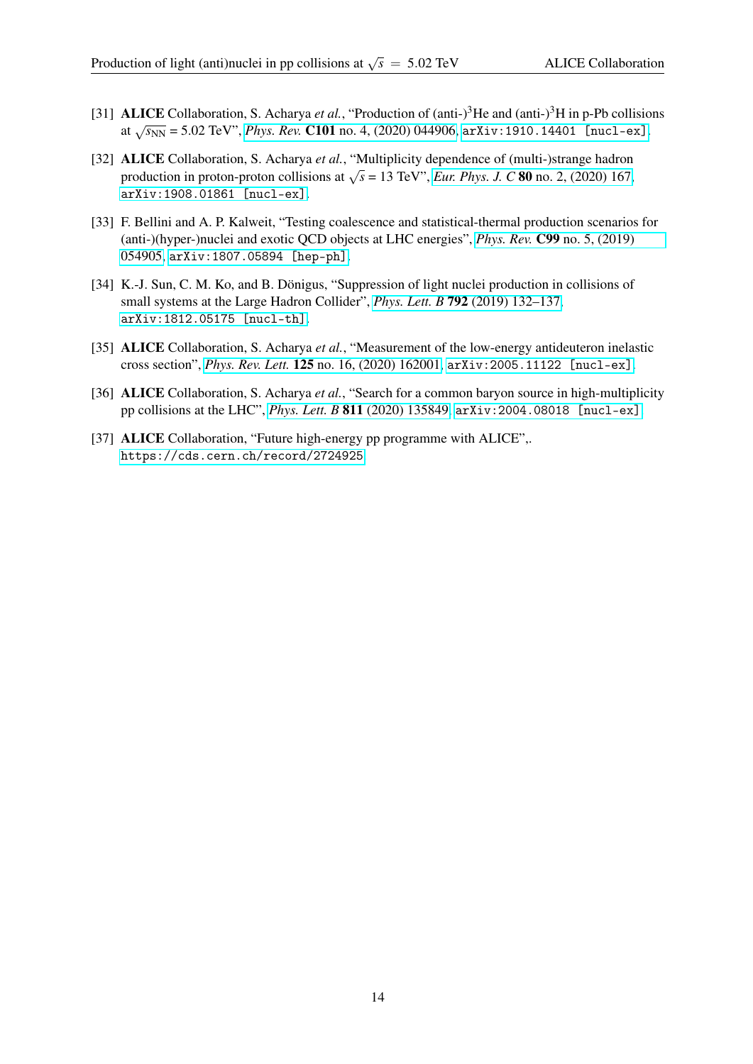[31] **ALICE** Collaboration, S. Acharya *et al.*, "Production of (anti-)$^3$He and (anti-)$^3$H in p-Pb collisions at $\sqrt{s_{\rm NN}}$ = 5.02 TeV", *Phys. Rev.* **C101** no. 4, (2020) 044906, arXiv:1910.14401 [nucl-ex].

[32] **ALICE** Collaboration, S. Acharya *et al.*, "Multiplicity dependence of (multi-)strange hadron production in proton-proton collisions at $\sqrt{s}$ = 13 TeV", *Eur. Phys. J. C* **80** no. 2, (2020) 167, arXiv:1908.01861 [nucl-ex].

[33] F. Bellini and A. P. Kalweit, "Testing coalescence and statistical-thermal production scenarios for (anti-)(hyper-)nuclei and exotic QCD objects at LHC energies", *Phys. Rev.* **C99** no. 5, (2019) 054905, arXiv:1807.05894 [hep-ph].

[34] K.-J. Sun, C. M. Ko, and B. Dönigus, "Suppression of light nuclei production in collisions of small systems at the Large Hadron Collider", *Phys. Lett. B* **792** (2019) 132–137, arXiv:1812.05175 [nucl-th].

[35] **ALICE** Collaboration, S. Acharya *et al.*, "Measurement of the low-energy antideuteron inelastic cross section", *Phys. Rev. Lett.* **125** no. 16, (2020) 162001, arXiv:2005.11122 [nucl-ex].

[36] **ALICE** Collaboration, S. Acharya *et al.*, "Search for a common baryon source in high-multiplicity pp collisions at the LHC", *Phys. Lett. B* **811** (2020) 135849, arXiv:2004.08018 [nucl-ex].

[37] **ALICE** Collaboration, "Future high-energy pp programme with ALICE",. https://cds.cern.ch/record/2724925.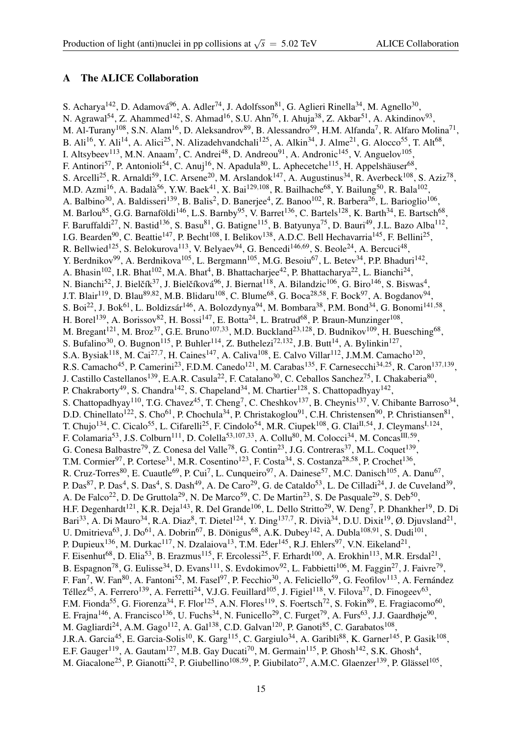## A The ALICE Collaboration

S. Acharya[142], D. Adamová[96], A. Adler[74], J. Adolfsson[81], G. Aglieri Rinella[34], M. Agnello[30], N. Agrawal[54], Z. Ahammed[142], S. Ahmad[16], S.U. Ahn[76], I. Ahuja[38], Z. Akbar[51], A. Akindinov[93], M. Al-Turany[108], S.N. Alam[16], D. Aleksandrov[89], B. Alessandro[59], H.M. Alfanda[7], R. Alfaro Molina[71], B. Ali[16], Y. Ali[14], A. Alici[25], N. Alizadehvandchali[125], A. Alkin[34], J. Alme[21], G. Alocco[55], T. Alt[68], I. Altsybeev[113], M.N. Anaam[7], C. Andrei[48], D. Andreou[91], A. Andronic[145], V. Anguelov[105], F. Antinori[57], P. Antonioli[54], C. Anuj[16], N. Apadula[80], L. Aphecetche[115], H. Appelshäuser[68], S. Arcelli[25], R. Arnaldi[59], I.C. Arsene[20], M. Arslandok[147], A. Augustinus[34], R. Averbeck[108], S. Aziz[78], M.D. Azmi[16], A. Badalà[56], Y.W. Baek[41], X. Bai[129,108], R. Bailhache[68], Y. Bailung[50], R. Bala[102], A. Balbino[30], A. Baldisseri[139], B. Balis[2], D. Banerjee[4], Z. Banoo[102], R. Barbera[26], L. Barioglio[106], M. Barlou[85], G.G. Barnaföldi[146], L.S. Barnby[95], V. Barret[136], C. Bartels[128], K. Barth[34], E. Bartsch[68], F. Baruffaldi[27], N. Bastid[136], S. Basu[81], G. Batigne[115], B. Batyunya[75], D. Bauri[49], J.L. Bazo Alba[112], I.G. Bearden[90], C. Beattie[147], P. Becht[108], I. Belikov[138], A.D.C. Bell Hechavarria[145], F. Bellini[25], R. Bellwied[125], S. Belokurova[113], V. Belyaev[94], G. Bencedi[146,69], S. Beole[24], A. Bercuci[48], Y. Berdnikov[99], A. Berdnikova[105], L. Bergmann[105], M.G. Besoiu[67], L. Betev[34], P.P. Bhaduri[142], A. Bhasin[102], I.R. Bhat[102], M.A. Bhat[4], B. Bhattacharjee[42], P. Bhattacharya[22], L. Bianchi[24], N. Bianchi[52], J. Bielčík[37], J. Bielčíková[96], J. Biernat[118], A. Bilandzic[106], G. Biro[146], S. Biswas[4], J.T. Blair[119], D. Blau[89,82], M.B. Blidaru[108], C. Blume[68], G. Boca[28,58], F. Bock[97], A. Bogdanov[94], S. Boi[22], J. Bok[61], L. Boldizsár[146], A. Bolozdynya[94], M. Bombara[38], P.M. Bond[34], G. Bonomi[141,58], H. Borel[139], A. Borissov[82], H. Bossi[147], E. Botta[24], L. Bratrud[68], P. Braun-Munzinger[108], M. Bregant[121], M. Broz[37], G.E. Bruno[107,33], M.D. Buckland[23,128], D. Budnikov[109], H. Buesching[68], S. Bufalino[30], O. Bugnon[115], P. Buhler[114], Z. Buthelezi[72,132], J.B. Butt[14], A. Bylinkin[127], S.A. Bysiak[118], M. Cai[27,7], H. Caines[147], A. Caliva[108], E. Calvo Villar[112], J.M.M. Camacho[120], R.S. Camacho[45], P. Camerini[23], F.D.M. Canedo[121], M. Carabas[135], F. Carnesecchi[34,25], R. Caron[137,139], J. Castillo Castellanos[139], E.A.R. Casula[22], F. Catalano[30], C. Ceballos Sanchez[75], I. Chakaberia[80], P. Chakraborty[49], S. Chandra[142], S. Chapeland[34], M. Chartier[128], S. Chattopadhyay[142], S. Chattopadhyay[110], T.G. Chavez[45], T. Cheng[7], C. Cheshkov[137], B. Cheynis[137], V. Chibante Barroso[34], D.D. Chinellato[122], S. Cho[61], P. Chochula[34], P. Christakoglou[91], C.H. Christensen[90], P. Christiansen[81], T. Chujo[134], C. Cicalo[55], L. Cifarelli[25], F. Cindolo[54], M.R. Ciupek[108], G. Clai[II,54], J. Cleymans[I,124], F. Colamaria[53], J.S. Colburn[111], D. Colella[53,107,33], A. Collu[80], M. Colocci[34], M. Concas[III,59], G. Conesa Balbastre[79], Z. Conesa del Valle[78], G. Contin[23], J.G. Contreras[37], M.L. Coquet[139], T.M. Cormier[97], P. Cortese[31], M.R. Cosentino[123], F. Costa[34], S. Costanza[28,58], P. Crochet[136], R. Cruz-Torres[80], E. Cuautle[69], P. Cui[7], L. Cunqueiro[97], A. Dainese[57], M.C. Danisch[105], A. Danu[67], P. Das[87], P. Das[4], S. Das[4], S. Dash[49], A. De Caro[29], G. de Cataldo[53], L. De Cilladi[24], J. de Cuveland[39], A. De Falco[22], D. De Gruttola[29], N. De Marco[59], C. De Martin[23], S. De Pasquale[29], S. Deb[50], H.F. Degenhardt[121], K.R. Deja[143], R. Del Grande[106], L. Dello Stritto[29], W. Deng[7], P. Dhankher[19], D. Di Bari[33], A. Di Mauro[34], R.A. Diaz[8], T. Dietel[124], Y. Ding[137,7], R. Divià[34], D.U. Dixit[19], Ø. Djuvsland[21], U. Dmitrieva[63], J. Do[61], A. Dobrin[67], B. Dönigus[68], A.K. Dubey[142], A. Dubla[108,91], S. Dudi[101], P. Dupieux[136], M. Durkac[117], N. Dzalaiova[13], T.M. Eder[145], R.J. Ehlers[97], V.N. Eikeland[21], F. Eisenhut[68], D. Elia[53], B. Erazmus[115], F. Ercolessi[25], F. Erhardt[100], A. Erokhin[113], M.R. Ersdal[21], B. Espagnon[78], G. Eulisse[34], D. Evans[111], S. Evdokimov[92], L. Fabbietti[106], M. Faggin[27], J. Faivre[79], F. Fan[7], W. Fan[80], A. Fantoni[52], M. Fasel[97], P. Fecchio[30], A. Feliciello[59], G. Feofilov[113], A. Fernández Téllez[45], A. Ferrero[139], A. Ferretti[24], V.J.G. Feuillard[105], J. Figiel[118], V. Filova[37], D. Finogeev[63], F.M. Fionda[55], G. Fiorenza[34], F. Flor[125], A.N. Flores[119], S. Foertsch[72], S. Fokin[89], E. Fragiacomo[60], E. Frajna[146], A. Francisco[136], U. Fuchs[34], N. Funicello[29], C. Furget[79], A. Furs[63], J.J. Gaardhøje[90], M. Gagliardi[24], A.M. Gago[112], A. Gal[138], C.D. Galvan[120], P. Ganoti[85], C. Garabatos[108], J.R.A. Garcia[45], E. Garcia-Solis[10], K. Garg[115], C. Gargiulo[34], A. Garibli[88], K. Garner[145], P. Gasik[108], E.F. Gauger[119], A. Gautam[127], M.B. Gay Ducati[70], M. Germain[115], P. Ghosh[142], S.K. Ghosh[4], M. Giacalone[25], P. Gianotti[52], P. Giubellino[108,59], P. Giubilato[27], A.M.C. Glaenzer[139], P. Glässel[105],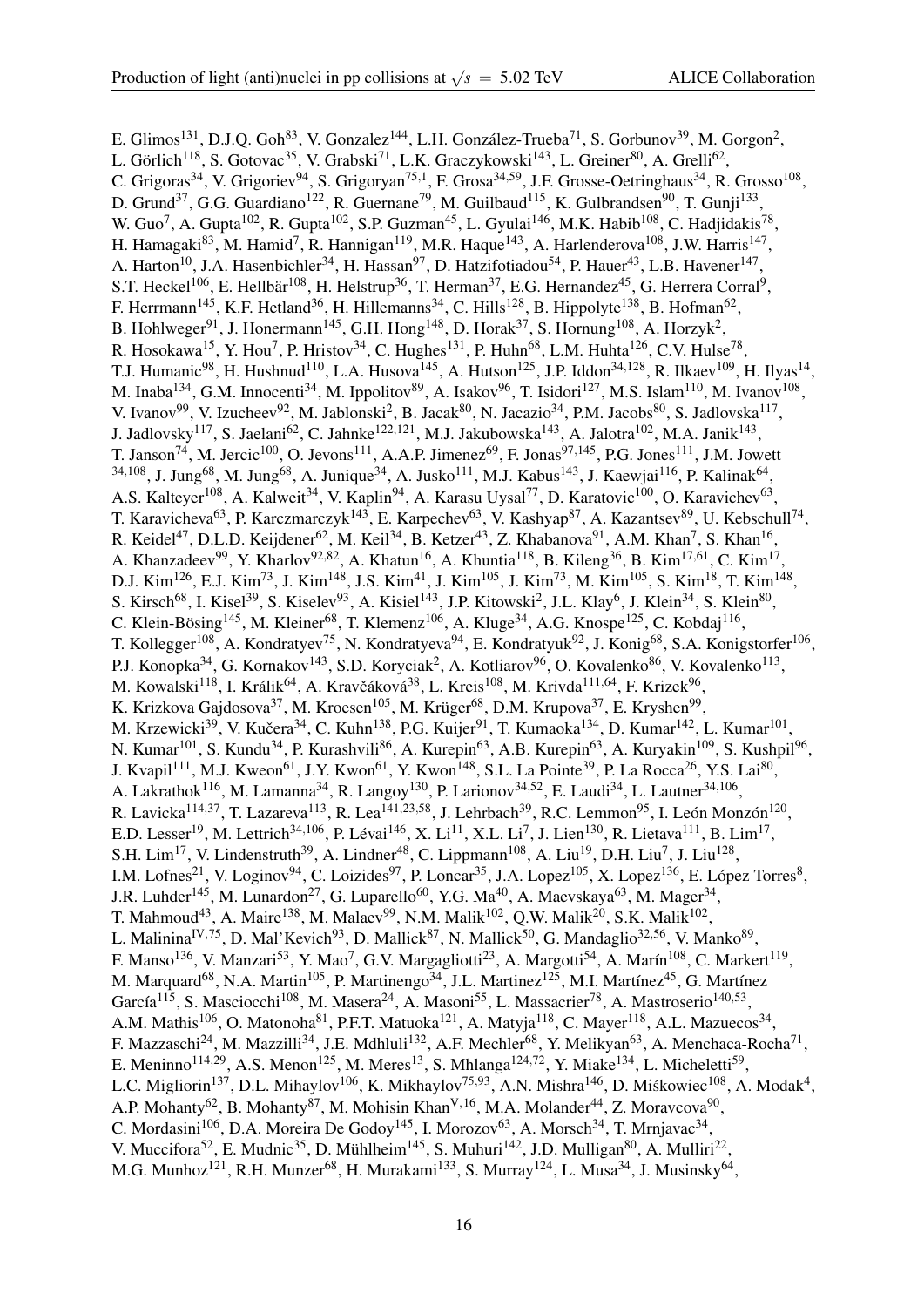E. Glimos[131], D.J.Q. Goh[83], V. Gonzalez[144], L.H. González-Trueba[71], S. Gorbunov[39], M. Gorgon[2], L. Görlich[118], S. Gotovac[35], V. Grabski[71], L.K. Graczykowski[143], L. Greiner[80], A. Grelli[62], C. Grigoras[34], V. Grigoriev[94], S. Grigoryan[75,1], F. Grosa[34,59], J.F. Grosse-Oetringhaus[34], R. Grosso[108], D. Grund[37], G.G. Guardiano[122], R. Guernane[79], M. Guilbaud[115], K. Gulbrandsen[90], T. Gunji[133], W. Guo[7], A. Gupta[102], R. Gupta[102], S.P. Guzman[45], L. Gyulai[146], M.K. Habib[108], C. Hadjidakis[78], H. Hamagaki[83], M. Hamid[7], R. Hannigan[119], M.R. Haque[143], A. Harlenderova[108], J.W. Harris[147], A. Harton[10], J.A. Hasenbichler[34], H. Hassan[97], D. Hatzifotiadou[54], P. Hauer[43], L.B. Havener[147], S.T. Heckel[106], E. Hellbär[108], H. Helstrup[36], T. Herman[37], E.G. Hernandez[45], G. Herrera Corral[9], F. Herrmann[145], K.F. Hetland[36], H. Hillemanns[34], C. Hills[128], B. Hippolyte[138], B. Hofman[62], B. Hohlweger[91], J. Honermann[145], G.H. Hong[148], D. Horak[37], S. Hornung[108], A. Horzyk[2], R. Hosokawa[15], Y. Hou[7], P. Hristov[34], C. Hughes[131], P. Huhn[68], L.M. Huhta[126], C.V. Hulse[78], T.J. Humanic[98], H. Hushnud[110], L.A. Husova[145], A. Hutson[125], J.P. Iddon[34,128], R. Ilkaev[109], H. Ilyas[14], M. Inaba[134], G.M. Innocenti[34], M. Ippolitov[89], A. Isakov[96], T. Isidori[127], M.S. Islam[110], M. Ivanov[108], V. Ivanov[99], V. Izucheev[92], M. Jablonski[2], B. Jacak[80], N. Jacazio[34], P.M. Jacobs[80], S. Jadlovska[117], J. Jadlovsky[117], S. Jaelani[62], C. Jahnke[122,121], M.J. Jakubowska[143], A. Jalotra[102], M.A. Janik[143], T. Janson[74], M. Jercic[100], O. Jevons[111], A.A.P. Jimenez[69], F. Jonas[97,145], P.G. Jones[111], J.M. Jowett[34,108], J. Jung[68], M. Jung[68], A. Junique[34], A. Jusko[111], M.J. Kabus[143], J. Kaewjai[116], P. Kalinak[64], A.S. Kalteyer[108], A. Kalweit[34], V. Kaplin[94], A. Karasu Uysal[77], D. Karatovic[100], O. Karavichev[63], T. Karavicheva[63], P. Karczmarczyk[143], E. Karpechev[63], V. Kashyap[87], A. Kazantsev[89], U. Kebschull[74], R. Keidel[47], D.L.D. Keijdener[62], M. Keil[34], B. Ketzer[43], Z. Khabanova[91], A.M. Khan[7], S. Khan[16], A. Khanzadeev[99], Y. Kharlov[92,82], A. Khatun[16], A. Khuntia[118], B. Kileng[36], B. Kim[17,61], C. Kim[17], D.J. Kim[126], E.J. Kim[73], J. Kim[148], J.S. Kim[41], J. Kim[105], J. Kim[73], M. Kim[105], S. Kim[18], T. Kim[148], S. Kirsch[68], I. Kisel[39], S. Kiselev[93], A. Kisiel[143], J.P. Kitowski[2], J.L. Klay[6], J. Klein[34], S. Klein[80], C. Klein-Bösing[145], M. Kleiner[68], T. Klemenz[106], A. Kluge[34], A.G. Knospe[125], C. Kobdaj[116], T. Kollegger[108], A. Kondratyev[75], N. Kondratyeva[94], E. Kondratyuk[92], J. Konig[68], S.A. Konigstorfer[106], P.J. Konopka[34], G. Kornakov[143], S.D. Koryciak[2], A. Kotliarov[96], O. Kovalenko[86], V. Kovalenko[113], M. Kowalski[118], I. Králik[64], A. Kravčáková[38], L. Kreis[108], M. Krivda[111,64], F. Krizek[96], K. Krizkova Gajdosova[37], M. Kroesen[105], M. Krüger[68], D.M. Krupova[37], E. Kryshen[99], M. Krzewicki[39], V. Kučera[34], C. Kuhn[138], P.G. Kuijer[91], T. Kumaoka[134], D. Kumar[142], L. Kumar[101], N. Kumar[101], S. Kundu[34], P. Kurashvili[86], A. Kurepin[63], A.B. Kurepin[63], A. Kuryakin[109], S. Kushpil[96], J. Kvapil[111], M.J. Kweon[61], J.Y. Kwon[61], Y. Kwon[148], S.L. La Pointe[39], P. La Rocca[26], Y.S. Lai[80], A. Lakrathok[116], M. Lamanna[34], R. Langoy[130], P. Larionov[34,52], E. Laudi[34], L. Lautner[34,106], R. Lavicka[114,37], T. Lazareva[113], R. Lea[141,23,58], J. Lehrbach[39], R.C. Lemmon[95], I. León Monzón[120], E.D. Lesser[19], M. Lettrich[34,106], P. Lévai[146], X. Li[11], X.L. Li[7], J. Lien[130], R. Lietava[111], B. Lim[17], S.H. Lim[17], V. Lindenstruth[39], A. Lindner[48], C. Lippmann[108], A. Liu[19], D.H. Liu[7], J. Liu[128], I.M. Lofnes[21], V. Loginov[94], C. Loizides[97], P. Loncar[35], J.A. Lopez[105], X. Lopez[136], E. López Torres[8], J.R. Luhder[145], M. Lunardon[27], G. Luparello[60], Y.G. Ma[40], A. Maevskaya[63], M. Mager[34], T. Mahmoud[43], A. Maire[138], M. Malaev[99], N.M. Malik[102], Q.W. Malik[20], S.K. Malik[102], L. Malinina[IV,75], D. Mal'Kevich[93], D. Mallick[87], N. Mallick[50], G. Mandaglio[32,56], V. Manko[89], F. Manso[136], V. Manzari[53], Y. Mao[7], G.V. Margagliotti[23], A. Margotti[54], A. Marín[108], C. Markert[119], M. Marquard[68], N.A. Martin[105], P. Martinengo[34], J.L. Martinez[125], M.I. Martínez[45], G. Martínez García[115], S. Masciocchi[108], M. Masera[24], A. Masoni[55], L. Massacrier[78], A. Mastroserio[140,53], A.M. Mathis[106], O. Matonoha[81], P.F.T. Matuoka[121], A. Matyja[118], C. Mayer[118], A.L. Mazuecos[34], F. Mazzaschi[24], M. Mazzilli[34], J.E. Mdhluli[132], A.F. Mechler[68], Y. Melikyan[63], A. Menchaca-Rocha[71], E. Meninno[114,29], A.S. Menon[125], M. Meres[13], S. Mhlanga[124,72], Y. Miake[134], L. Micheletti[59], L.C. Migliorin[137], D.L. Mihaylov[106], K. Mikhaylov[75,93], A.N. Mishra[146], D. Miśkowiec[108], A. Modak[4], A.P. Mohanty[62], B. Mohanty[87], M. Mohisin Khan[V,16], M.A. Molander[44], Z. Moravcova[90], C. Mordasini[106], D.A. Moreira De Godoy[145], I. Morozov[63], A. Morsch[34], T. Mrnjavac[34], V. Muccifora[52], E. Mudnic[35], D. Mühlheim[145], S. Muhuri[142], J.D. Mulligan[80], A. Mulliri[22], M.G. Munhoz[121], R.H. Munzer[68], H. Murakami[133], S. Murray[124], L. Musa[34], J. Musinsky[64],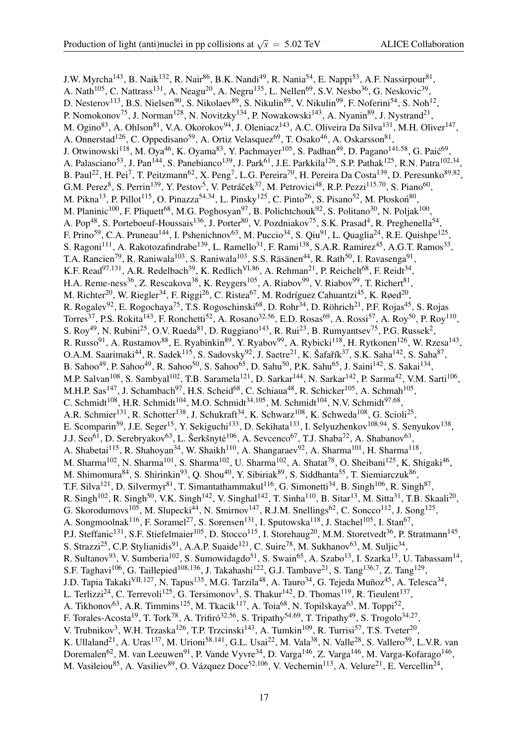J.W. Myrcha[143], B. Naik[132], R. Nair[86], B.K. Nandi[49], R. Nania[54], E. Nappi[53], A.F. Nassirpour[81], A. Nath[105], C. Nattrass[131], A. Neagu[20], A. Negru[135], L. Nellen[69], S.V. Nesbo[36], G. Neskovic[39], D. Nesterov[113], B.S. Nielsen[90], S. Nikolaev[89], S. Nikulin[89], V. Nikulin[99], F. Noferini[54], S. Noh[12], P. Nomokonov[75], J. Norman[128], N. Novitzky[134], P. Nowakowski[143], A. Nyanin[89], J. Nystrand[21], M. Ogino[83], A. Ohlson[81], V.A. Okorokov[94], J. Oleniacz[143], A.C. Oliveira Da Silva[131], M.H. Oliver[147], A. Onnerstad[126], C. Oppedisano[59], A. Ortiz Velasquez[69], T. Osako[46], A. Oskarsson[81], J. Otwinowski[118], M. Oya[46], K. Oyama[83], Y. Pachmayer[105], S. Padhan[49], D. Pagano[141,58], G. Paić[69], A. Palasciano[53], J. Pan[144], S. Panebianco[139], J. Park[61], J.E. Parkkila[126], S.P. Pathak[125], R.N. Patra[102,34], B. Paul[22], H. Pei[7], T. Peitzmann[62], X. Peng[7], L.G. Pereira[70], H. Pereira Da Costa[139], D. Peresunko[89,82], G.M. Perez[8], S. Perrin[139], Y. Pestov[5], V. Petráček[37], M. Petrovici[48], R.P. Pezzi[115,70], S. Piano[60], M. Pikna[13], P. Pillot[115], O. Pinazza[54,34], L. Pinsky[125], C. Pinto[26], S. Pisano[52], M. Płoskoń[80], M. Planinic[100], F. Pliquett[68], M.G. Poghosyan[97], B. Polichtchouk[92], S. Politano[30], N. Poljak[100], A. Pop[48], S. Porteboeuf-Houssais[136], J. Porter[80], V. Pozdniakov[75], S.K. Prasad[4], R. Preghenella[54], F. Prino[59], C.A. Pruneau[144], I. Pshenichnov[63], M. Puccio[34], S. Qiu[91], L. Quaglia[24], R.E. Quishpe[125], S. Ragoni[111], A. Rakotozafindrabe[139], L. Ramello[31], F. Rami[138], S.A.R. Ramirez[45], A.G.T. Ramos[33], T.A. Rancien[79], R. Raniwala[103], S. Raniwala[103], S.S. Räsänen[44], R. Rath[50], I. Ravasenga[91], K.F. Read[97,131], A.R. Redelbach[39], K. Redlich[VI,86], A. Rehman[21], P. Reichelt[68], F. Reidt[34], H.A. Reme-ness[36], Z. Rescakova[38], K. Reygers[105], A. Riabov[99], V. Riabov[99], T. Richert[81], M. Richter[20], W. Riegler[34], F. Riggi[26], C. Ristea[67], M. Rodríguez Cahuantzi[45], K. Røed[20], R. Rogalev[92], E. Rogochaya[75], T.S. Rogoschinski[68], D. Rohr[34], D. Röhrich[21], P.F. Rojas[45], S. Rojas Torres[37], P.S. Rokita[143], F. Ronchetti[52], A. Rosano[32,56], E.D. Rosas[69], A. Rossi[57], A. Roy[50], P. Roy[110], S. Roy[49], N. Rubini[25], O.V. Rueda[81], D. Ruggiano[143], R. Rui[23], B. Rumyantsev[75], P.G. Russek[2], R. Russo[91], A. Rustamov[88], E. Ryabinkin[89], Y. Ryabov[99], A. Rybicki[118], H. Rytkonen[126], W. Rzesa[143], O.A.M. Saarimaki[44], R. Sadek[115], S. Sadovsky[92], J. Saetre[21], K. Šafařík[37], S.K. Saha[142], S. Saha[87], B. Sahoo[49], P. Sahoo[49], R. Sahoo[50], S. Sahoo[65], D. Sahu[50], P.K. Sahu[65], J. Saini[142], S. Sakai[134], M.P. Salvan[108], S. Sambyal[102], T.B. Saramela[121], D. Sarkar[144], N. Sarkar[142], P. Sarma[42], V.M. Sarti[106], M.H.P. Sas[147], J. Schambach[97], H.S. Scheid[68], C. Schiaua[48], R. Schicker[105], A. Schmah[105], C. Schmidt[108], H.R. Schmidt[104], M.O. Schmidt[34,105], M. Schmidt[104], N.V. Schmidt[97,68], A.R. Schmier[131], R. Schotter[138], J. Schukraft[34], K. Schwarz[108], K. Schweda[108], G. Scioli[25], E. Scomparin[59], J.E. Seger[15], Y. Sekiguchi[133], D. Sekihata[133], I. Selyuzhenkov[108,94], S. Senyukov[138], J.J. Seo[61], D. Serebryakov[63], L. Šerkšnytė[106], A. Sevcenco[67], T.J. Shaba[72], A. Shabanov[63], A. Shabetai[115], R. Shahoyan[34], W. Shaikh[110], A. Shangaraev[92], A. Sharma[101], H. Sharma[118], M. Sharma[102], N. Sharma[101], S. Sharma[102], U. Sharma[102], A. Shatat[78], O. Sheibani[125], K. Shigaki[46], M. Shimomura[84], S. Shirinkin[93], Q. Shou[40], Y. Sibiriak[89], S. Siddhanta[55], T. Siemiarczuk[86], T.F. Silva[121], D. Silvermyr[81], T. Simantathammakul[116], G. Simonetti[34], B. Singh[106], R. Singh[87], R. Singh[102], R. Singh[50], V.K. Singh[142], V. Singhal[142], T. Sinha[110], B. Sitar[13], M. Sitta[31], T.B. Skaali[20], G. Skorodumovs[105], M. Slupecki[44], N. Smirnov[147], R.J.M. Snellings[62], C. Soncco[112], J. Song[125], A. Songmoolnak[116], F. Soramel[27], S. Sorensen[131], I. Sputowska[118], J. Stachel[105], I. Stan[67], P.J. Steffanic[131], S.F. Stiefelmaier[105], D. Stocco[115], I. Storehaug[20], M.M. Storetvedt[36], P. Stratmann[145], S. Strazzi[25], C.P. Stylianidis[91], A.A.P. Suaide[121], C. Suire[78], M. Sukhanov[63], M. Suljic[34], R. Sultanov[93], V. Sumberia[102], S. Sumowidagdo[51], S. Swain[65], A. Szabo[13], I. Szarka[13], U. Tabassam[14], S.F. Taghavi[106], G. Taillepied[108,136], J. Takahashi[122], G.J. Tambave[21], S. Tang[136,7], Z. Tang[129], J.D. Tapia Takaki[VII,127], N. Tapus[135], M.G. Tarzila[48], A. Tauro[34], G. Tejeda Muñoz[45], A. Telesca[34], L. Terlizzi[24], C. Terrevoli[125], G. Tersimonov[3], S. Thakur[142], D. Thomas[119], R. Tieulent[137], A. Tikhonov[63], A.R. Timmins[125], M. Tkacik[117], A. Toia[68], N. Topilskaya[63], M. Toppi[52], F. Torales-Acosta[19], T. Tork[78], A. Trifiró[32,56], S. Tripathy[54,69], T. Tripathy[49], S. Trogolo[34,27], V. Trubnikov[3], W.H. Trzaska[126], T.P. Trzcinski[143], A. Tumkin[109], R. Turrisi[57], T.S. Tveter[20], K. Ullaland[21], A. Uras[137], M. Urioni[58,141], G.L. Usai[22], M. Vala[38], N. Valle[28], S. Vallero[59], L.V.R. van Doremalen[62], M. van Leeuwen[91], P. Vande Vyvre[34], D. Varga[146], Z. Varga[146], M. Varga-Kofarago[146], M. Vasileiou[85], A. Vasiliev[89], O. Vázquez Doce[52,106], V. Vechernin[113], A. Velure[21], E. Vercellin[24],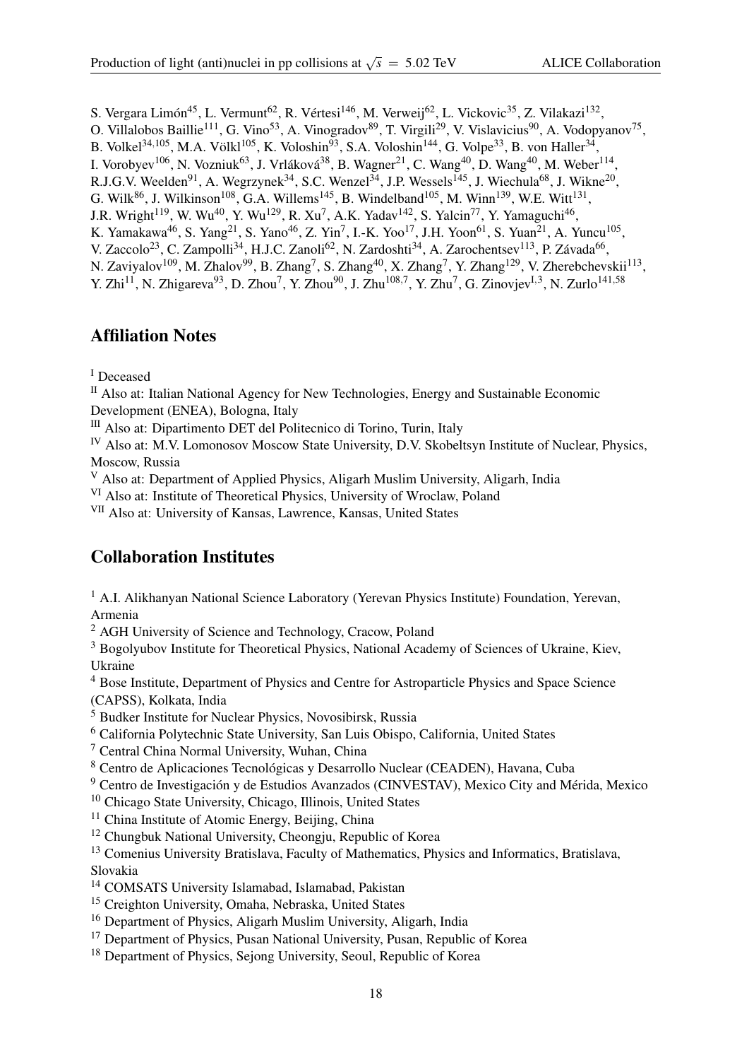S. Vergara Limón[45], L. Vermunt[62], R. Vértesi[146], M. Verweij[62], L. Vickovic[35], Z. Vilakazi[132], O. Villalobos Baillie[111], G. Vino[53], A. Vinogradov[89], T. Virgili[29], V. Vislavicius[90], A. Vodopyanov[75], B. Volkel[34,105], M.A. Völkl[105], K. Voloshin[93], S.A. Voloshin[144], G. Volpe[33], B. von Haller[34], I. Vorobyev[106], N. Vozniuk[63], J. Vrláková[38], B. Wagner[21], C. Wang[40], D. Wang[40], M. Weber[114], R.J.G.V. Weelden[91], A. Wegrzynek[34], S.C. Wenzel[34], J.P. Wessels[145], J. Wiechula[68], J. Wikne[20], G. Wilk[86], J. Wilkinson[108], G.A. Willems[145], B. Windelband[105], M. Winn[139], W.E. Witt[131], J.R. Wright[119], W. Wu[40], Y. Wu[129], R. Xu[7], A.K. Yadav[142], S. Yalcin[77], Y. Yamaguchi[46], K. Yamakawa[46], S. Yang[21], S. Yano[46], Z. Yin[7], I.-K. Yoo[17], J.H. Yoon[61], S. Yuan[21], A. Yuncu[105], V. Zaccolo[23], C. Zampolli[34], H.J.C. Zanoli[62], N. Zardoshti[34], A. Zarochentsev[113], P. Závada[66], N. Zaviyalov[109], M. Zhalov[99], B. Zhang[7], S. Zhang[40], X. Zhang[7], Y. Zhang[129], V. Zherebchevskii[113], Y. Zhi[11], N. Zhigareva[93], D. Zhou[7], Y. Zhou[90], J. Zhu[108,7], Y. Zhu[7], G. Zinovjev[I,3], N. Zurlo[141,58]

## Affiliation Notes

[I] Deceased

[II] Also at: Italian National Agency for New Technologies, Energy and Sustainable Economic Development (ENEA), Bologna, Italy

[III] Also at: Dipartimento DET del Politecnico di Torino, Turin, Italy

[IV] Also at: M.V. Lomonosov Moscow State University, D.V. Skobeltsyn Institute of Nuclear, Physics, Moscow, Russia

[V] Also at: Department of Applied Physics, Aligarh Muslim University, Aligarh, India

[VI] Also at: Institute of Theoretical Physics, University of Wroclaw, Poland

[VII] Also at: University of Kansas, Lawrence, Kansas, United States

## Collaboration Institutes

[1] A.I. Alikhanyan National Science Laboratory (Yerevan Physics Institute) Foundation, Yerevan, Armenia

[2] AGH University of Science and Technology, Cracow, Poland

[3] Bogolyubov Institute for Theoretical Physics, National Academy of Sciences of Ukraine, Kiev, Ukraine

[4] Bose Institute, Department of Physics and Centre for Astroparticle Physics and Space Science (CAPSS), Kolkata, India

[5] Budker Institute for Nuclear Physics, Novosibirsk, Russia

[6] California Polytechnic State University, San Luis Obispo, California, United States

[7] Central China Normal University, Wuhan, China

[8] Centro de Aplicaciones Tecnológicas y Desarrollo Nuclear (CEADEN), Havana, Cuba

[9] Centro de Investigación y de Estudios Avanzados (CINVESTAV), Mexico City and Mérida, Mexico

[10] Chicago State University, Chicago, Illinois, United States

[11] China Institute of Atomic Energy, Beijing, China

[12] Chungbuk National University, Cheongju, Republic of Korea

[13] Comenius University Bratislava, Faculty of Mathematics, Physics and Informatics, Bratislava, Slovakia

[14] COMSATS University Islamabad, Islamabad, Pakistan

[15] Creighton University, Omaha, Nebraska, United States

[16] Department of Physics, Aligarh Muslim University, Aligarh, India

[17] Department of Physics, Pusan National University, Pusan, Republic of Korea

[18] Department of Physics, Sejong University, Seoul, Republic of Korea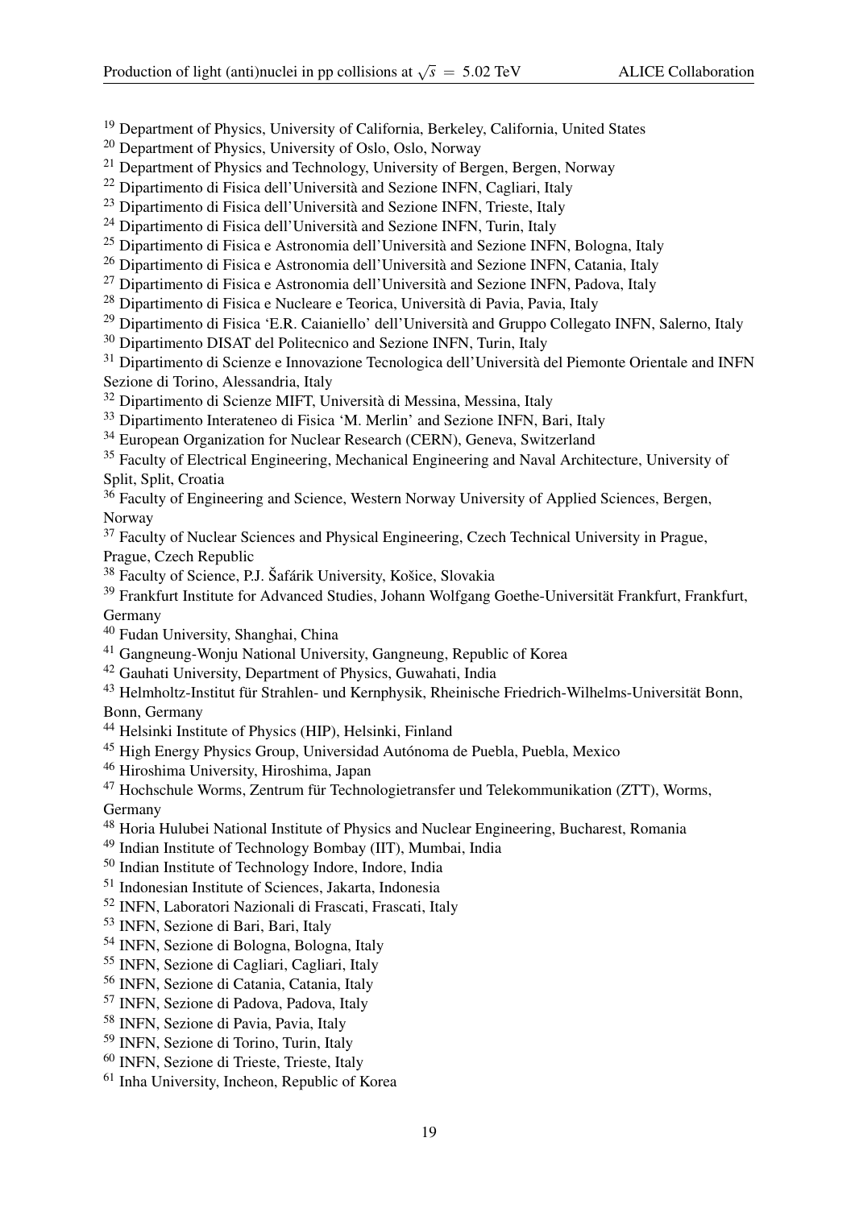[19] Department of Physics, University of California, Berkeley, California, United States
[20] Department of Physics, University of Oslo, Oslo, Norway
[21] Department of Physics and Technology, University of Bergen, Bergen, Norway
[22] Dipartimento di Fisica dell'Università and Sezione INFN, Cagliari, Italy
[23] Dipartimento di Fisica dell'Università and Sezione INFN, Trieste, Italy
[24] Dipartimento di Fisica dell'Università and Sezione INFN, Turin, Italy
[25] Dipartimento di Fisica e Astronomia dell'Università and Sezione INFN, Bologna, Italy
[26] Dipartimento di Fisica e Astronomia dell'Università and Sezione INFN, Catania, Italy
[27] Dipartimento di Fisica e Astronomia dell'Università and Sezione INFN, Padova, Italy
[28] Dipartimento di Fisica e Nucleare e Teorica, Università di Pavia, Pavia, Italy
[29] Dipartimento di Fisica 'E.R. Caianiello' dell'Università and Gruppo Collegato INFN, Salerno, Italy
[30] Dipartimento DISAT del Politecnico and Sezione INFN, Turin, Italy
[31] Dipartimento di Scienze e Innovazione Tecnologica dell'Università del Piemonte Orientale and INFN Sezione di Torino, Alessandria, Italy
[32] Dipartimento di Scienze MIFT, Università di Messina, Messina, Italy
[33] Dipartimento Interateneo di Fisica 'M. Merlin' and Sezione INFN, Bari, Italy
[34] European Organization for Nuclear Research (CERN), Geneva, Switzerland
[35] Faculty of Electrical Engineering, Mechanical Engineering and Naval Architecture, University of Split, Split, Croatia
[36] Faculty of Engineering and Science, Western Norway University of Applied Sciences, Bergen, Norway
[37] Faculty of Nuclear Sciences and Physical Engineering, Czech Technical University in Prague, Prague, Czech Republic
[38] Faculty of Science, P.J. Šafárik University, Košice, Slovakia
[39] Frankfurt Institute for Advanced Studies, Johann Wolfgang Goethe-Universität Frankfurt, Frankfurt, Germany
[40] Fudan University, Shanghai, China
[41] Gangneung-Wonju National University, Gangneung, Republic of Korea
[42] Gauhati University, Department of Physics, Guwahati, India
[43] Helmholtz-Institut für Strahlen- und Kernphysik, Rheinische Friedrich-Wilhelms-Universität Bonn, Bonn, Germany
[44] Helsinki Institute of Physics (HIP), Helsinki, Finland
[45] High Energy Physics Group, Universidad Autónoma de Puebla, Puebla, Mexico
[46] Hiroshima University, Hiroshima, Japan
[47] Hochschule Worms, Zentrum für Technologietransfer und Telekommunikation (ZTT), Worms, Germany
[48] Horia Hulubei National Institute of Physics and Nuclear Engineering, Bucharest, Romania
[49] Indian Institute of Technology Bombay (IIT), Mumbai, India
[50] Indian Institute of Technology Indore, Indore, India
[51] Indonesian Institute of Sciences, Jakarta, Indonesia
[52] INFN, Laboratori Nazionali di Frascati, Frascati, Italy
[53] INFN, Sezione di Bari, Bari, Italy
[54] INFN, Sezione di Bologna, Bologna, Italy
[55] INFN, Sezione di Cagliari, Cagliari, Italy
[56] INFN, Sezione di Catania, Catania, Italy
[57] INFN, Sezione di Padova, Padova, Italy
[58] INFN, Sezione di Pavia, Pavia, Italy
[59] INFN, Sezione di Torino, Turin, Italy
[60] INFN, Sezione di Trieste, Trieste, Italy
[61] Inha University, Incheon, Republic of Korea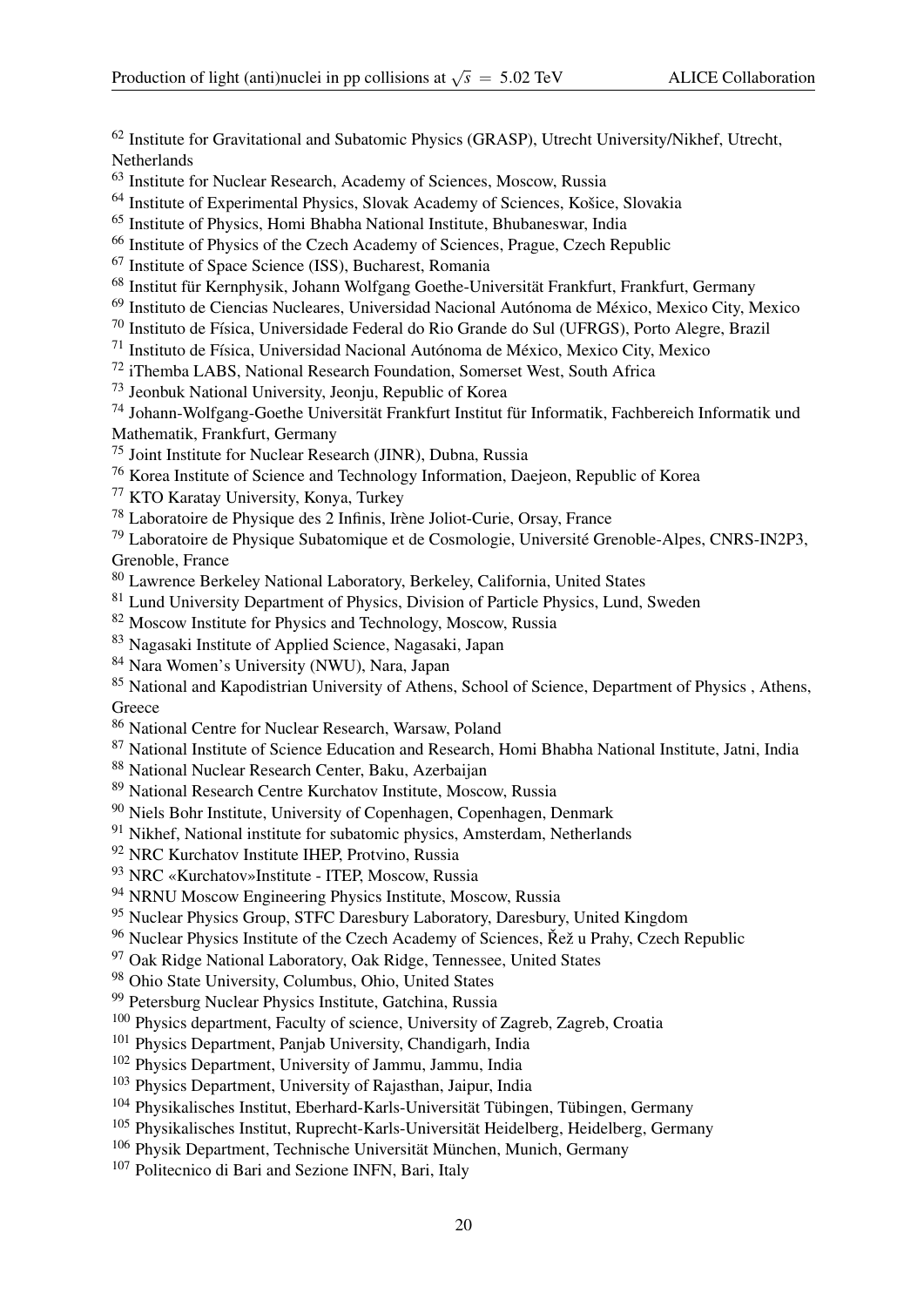[62] Institute for Gravitational and Subatomic Physics (GRASP), Utrecht University/Nikhef, Utrecht, Netherlands  
[63] Institute for Nuclear Research, Academy of Sciences, Moscow, Russia  
[64] Institute of Experimental Physics, Slovak Academy of Sciences, Košice, Slovakia  
[65] Institute of Physics, Homi Bhabha National Institute, Bhubaneswar, India  
[66] Institute of Physics of the Czech Academy of Sciences, Prague, Czech Republic  
[67] Institute of Space Science (ISS), Bucharest, Romania  
[68] Institut für Kernphysik, Johann Wolfgang Goethe-Universität Frankfurt, Frankfurt, Germany  
[69] Instituto de Ciencias Nucleares, Universidad Nacional Autónoma de México, Mexico City, Mexico  
[70] Instituto de Física, Universidade Federal do Rio Grande do Sul (UFRGS), Porto Alegre, Brazil  
[71] Instituto de Física, Universidad Nacional Autónoma de México, Mexico City, Mexico  
[72] iThemba LABS, National Research Foundation, Somerset West, South Africa  
[73] Jeonbuk National University, Jeonju, Republic of Korea  
[74] Johann-Wolfgang-Goethe Universität Frankfurt Institut für Informatik, Fachbereich Informatik und Mathematik, Frankfurt, Germany  
[75] Joint Institute for Nuclear Research (JINR), Dubna, Russia  
[76] Korea Institute of Science and Technology Information, Daejeon, Republic of Korea  
[77] KTO Karatay University, Konya, Turkey  
[78] Laboratoire de Physique des 2 Infinis, Irène Joliot-Curie, Orsay, France  
[79] Laboratoire de Physique Subatomique et de Cosmologie, Université Grenoble-Alpes, CNRS-IN2P3, Grenoble, France  
[80] Lawrence Berkeley National Laboratory, Berkeley, California, United States  
[81] Lund University Department of Physics, Division of Particle Physics, Lund, Sweden  
[82] Moscow Institute for Physics and Technology, Moscow, Russia  
[83] Nagasaki Institute of Applied Science, Nagasaki, Japan  
[84] Nara Women's University (NWU), Nara, Japan  
[85] National and Kapodistrian University of Athens, School of Science, Department of Physics , Athens, Greece  
[86] National Centre for Nuclear Research, Warsaw, Poland  
[87] National Institute of Science Education and Research, Homi Bhabha National Institute, Jatni, India  
[88] National Nuclear Research Center, Baku, Azerbaijan  
[89] National Research Centre Kurchatov Institute, Moscow, Russia  
[90] Niels Bohr Institute, University of Copenhagen, Copenhagen, Denmark  
[91] Nikhef, National institute for subatomic physics, Amsterdam, Netherlands  
[92] NRC Kurchatov Institute IHEP, Protvino, Russia  
[93] NRC «Kurchatov»Institute - ITEP, Moscow, Russia  
[94] NRNU Moscow Engineering Physics Institute, Moscow, Russia  
[95] Nuclear Physics Group, STFC Daresbury Laboratory, Daresbury, United Kingdom  
[96] Nuclear Physics Institute of the Czech Academy of Sciences, Řež u Prahy, Czech Republic  
[97] Oak Ridge National Laboratory, Oak Ridge, Tennessee, United States  
[98] Ohio State University, Columbus, Ohio, United States  
[99] Petersburg Nuclear Physics Institute, Gatchina, Russia  
[100] Physics department, Faculty of science, University of Zagreb, Zagreb, Croatia  
[101] Physics Department, Panjab University, Chandigarh, India  
[102] Physics Department, University of Jammu, Jammu, India  
[103] Physics Department, University of Rajasthan, Jaipur, India  
[104] Physikalisches Institut, Eberhard-Karls-Universität Tübingen, Tübingen, Germany  
[105] Physikalisches Institut, Ruprecht-Karls-Universität Heidelberg, Heidelberg, Germany  
[106] Physik Department, Technische Universität München, Munich, Germany  
[107] Politecnico di Bari and Sezione INFN, Bari, Italy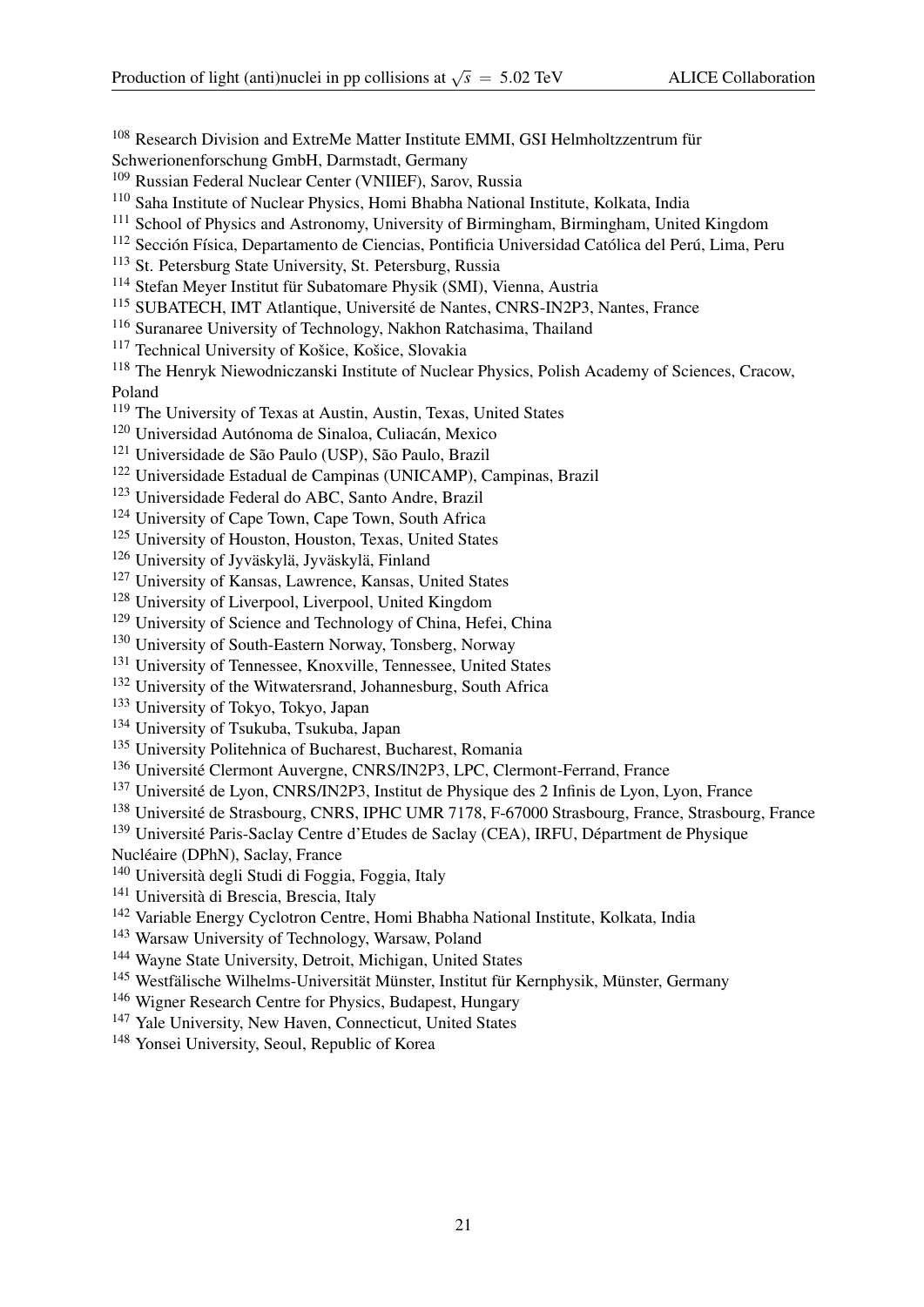[108] Research Division and ExtreMe Matter Institute EMMI, GSI Helmholtzzentrum für Schwerionenforschung GmbH, Darmstadt, Germany
[109] Russian Federal Nuclear Center (VNIIEF), Sarov, Russia
[110] Saha Institute of Nuclear Physics, Homi Bhabha National Institute, Kolkata, India
[111] School of Physics and Astronomy, University of Birmingham, Birmingham, United Kingdom
[112] Sección Física, Departamento de Ciencias, Pontificia Universidad Católica del Perú, Lima, Peru
[113] St. Petersburg State University, St. Petersburg, Russia
[114] Stefan Meyer Institut für Subatomare Physik (SMI), Vienna, Austria
[115] SUBATECH, IMT Atlantique, Université de Nantes, CNRS-IN2P3, Nantes, France
[116] Suranaree University of Technology, Nakhon Ratchasima, Thailand
[117] Technical University of Košice, Košice, Slovakia
[118] The Henryk Niewodniczanski Institute of Nuclear Physics, Polish Academy of Sciences, Cracow, Poland
[119] The University of Texas at Austin, Austin, Texas, United States
[120] Universidad Autónoma de Sinaloa, Culiacán, Mexico
[121] Universidade de São Paulo (USP), São Paulo, Brazil
[122] Universidade Estadual de Campinas (UNICAMP), Campinas, Brazil
[123] Universidade Federal do ABC, Santo Andre, Brazil
[124] University of Cape Town, Cape Town, South Africa
[125] University of Houston, Houston, Texas, United States
[126] University of Jyväskylä, Jyväskylä, Finland
[127] University of Kansas, Lawrence, Kansas, United States
[128] University of Liverpool, Liverpool, United Kingdom
[129] University of Science and Technology of China, Hefei, China
[130] University of South-Eastern Norway, Tonsberg, Norway
[131] University of Tennessee, Knoxville, Tennessee, United States
[132] University of the Witwatersrand, Johannesburg, South Africa
[133] University of Tokyo, Tokyo, Japan
[134] University of Tsukuba, Tsukuba, Japan
[135] University Politehnica of Bucharest, Bucharest, Romania
[136] Université Clermont Auvergne, CNRS/IN2P3, LPC, Clermont-Ferrand, France
[137] Université de Lyon, CNRS/IN2P3, Institut de Physique des 2 Infinis de Lyon, Lyon, France
[138] Université de Strasbourg, CNRS, IPHC UMR 7178, F-67000 Strasbourg, France, Strasbourg, France
[139] Université Paris-Saclay Centre d'Etudes de Saclay (CEA), IRFU, Départment de Physique Nucléaire (DPhN), Saclay, France
[140] Università degli Studi di Foggia, Foggia, Italy
[141] Università di Brescia, Brescia, Italy
[142] Variable Energy Cyclotron Centre, Homi Bhabha National Institute, Kolkata, India
[143] Warsaw University of Technology, Warsaw, Poland
[144] Wayne State University, Detroit, Michigan, United States
[145] Westfälische Wilhelms-Universität Münster, Institut für Kernphysik, Münster, Germany
[146] Wigner Research Centre for Physics, Budapest, Hungary
[147] Yale University, New Haven, Connecticut, United States
[148] Yonsei University, Seoul, Republic of Korea